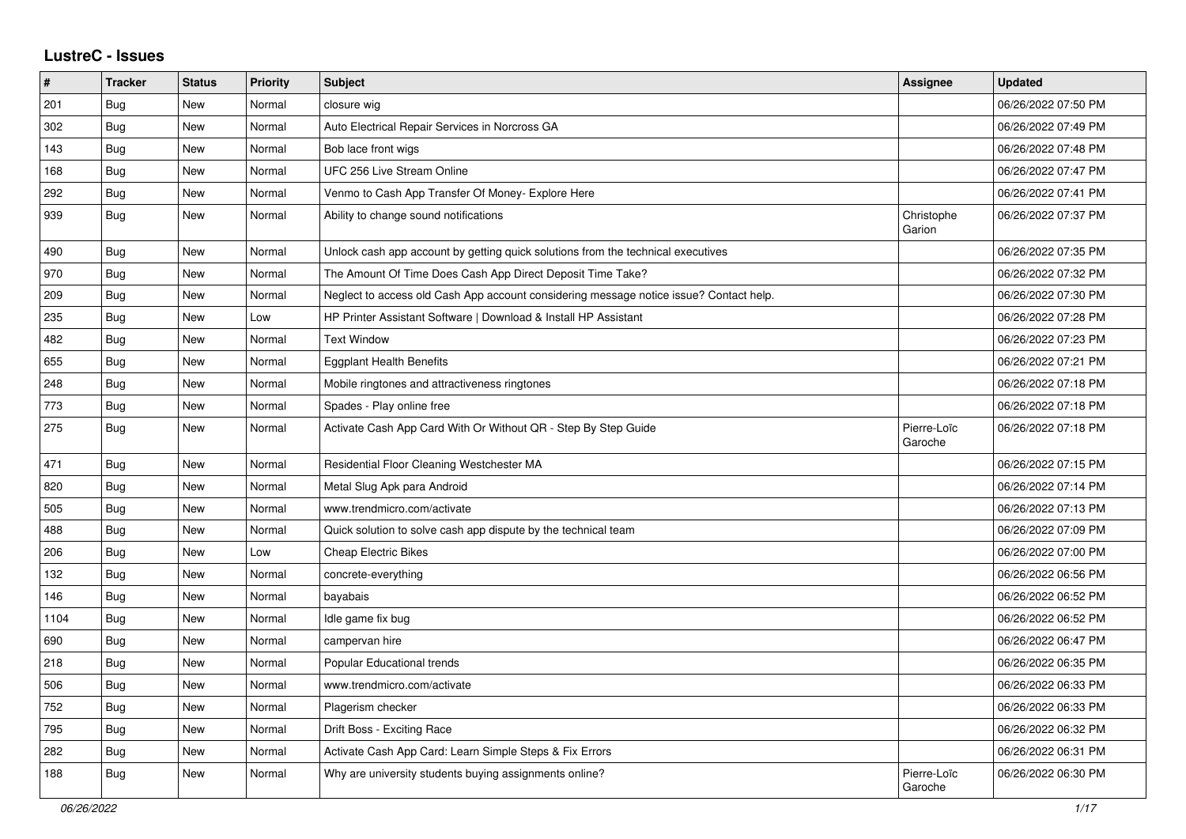# LustreC - Issues

| # | Tracker | Status | Priority | Subject | Assignee | Updated |
|---|---|---|---|---|---|---|
| 201 | Bug | New | Normal | closure wig | | 06/26/2022 07:50 PM |
| 302 | Bug | New | Normal | Auto Electrical Repair Services in Norcross GA | | 06/26/2022 07:49 PM |
| 143 | Bug | New | Normal | Bob lace front wigs | | 06/26/2022 07:48 PM |
| 168 | Bug | New | Normal | UFC 256 Live Stream Online | | 06/26/2022 07:47 PM |
| 292 | Bug | New | Normal | Venmo to Cash App Transfer Of Money- Explore Here | | 06/26/2022 07:41 PM |
| 939 | Bug | New | Normal | Ability to change sound notifications | Christophe Garion | 06/26/2022 07:37 PM |
| 490 | Bug | New | Normal | Unlock cash app account by getting quick solutions from the technical executives | | 06/26/2022 07:35 PM |
| 970 | Bug | New | Normal | The Amount Of Time Does Cash App Direct Deposit Time Take? | | 06/26/2022 07:32 PM |
| 209 | Bug | New | Normal | Neglect to access old Cash App account considering message notice issue? Contact help. | | 06/26/2022 07:30 PM |
| 235 | Bug | New | Low | HP Printer Assistant Software \| Download & Install HP Assistant | | 06/26/2022 07:28 PM |
| 482 | Bug | New | Normal | Text Window | | 06/26/2022 07:23 PM |
| 655 | Bug | New | Normal | Eggplant Health Benefits | | 06/26/2022 07:21 PM |
| 248 | Bug | New | Normal | Mobile ringtones and attractiveness ringtones | | 06/26/2022 07:18 PM |
| 773 | Bug | New | Normal | Spades - Play online free | | 06/26/2022 07:18 PM |
| 275 | Bug | New | Normal | Activate Cash App Card With Or Without QR - Step By Step Guide | Pierre-Loïc Garoche | 06/26/2022 07:18 PM |
| 471 | Bug | New | Normal | Residential Floor Cleaning Westchester MA | | 06/26/2022 07:15 PM |
| 820 | Bug | New | Normal | Metal Slug Apk para Android | | 06/26/2022 07:14 PM |
| 505 | Bug | New | Normal | www.trendmicro.com/activate | | 06/26/2022 07:13 PM |
| 488 | Bug | New | Normal | Quick solution to solve cash app dispute by the technical team | | 06/26/2022 07:09 PM |
| 206 | Bug | New | Low | Cheap Electric Bikes | | 06/26/2022 07:00 PM |
| 132 | Bug | New | Normal | concrete-everything | | 06/26/2022 06:56 PM |
| 146 | Bug | New | Normal | bayabais | | 06/26/2022 06:52 PM |
| 1104 | Bug | New | Normal | Idle game fix bug | | 06/26/2022 06:52 PM |
| 690 | Bug | New | Normal | campervan hire | | 06/26/2022 06:47 PM |
| 218 | Bug | New | Normal | Popular Educational trends | | 06/26/2022 06:35 PM |
| 506 | Bug | New | Normal | www.trendmicro.com/activate | | 06/26/2022 06:33 PM |
| 752 | Bug | New | Normal | Plagerism checker | | 06/26/2022 06:33 PM |
| 795 | Bug | New | Normal | Drift Boss - Exciting Race | | 06/26/2022 06:32 PM |
| 282 | Bug | New | Normal | Activate Cash App Card: Learn Simple Steps & Fix Errors | | 06/26/2022 06:31 PM |
| 188 | Bug | New | Normal | Why are university students buying assignments online? | Pierre-Loïc Garoche | 06/26/2022 06:30 PM |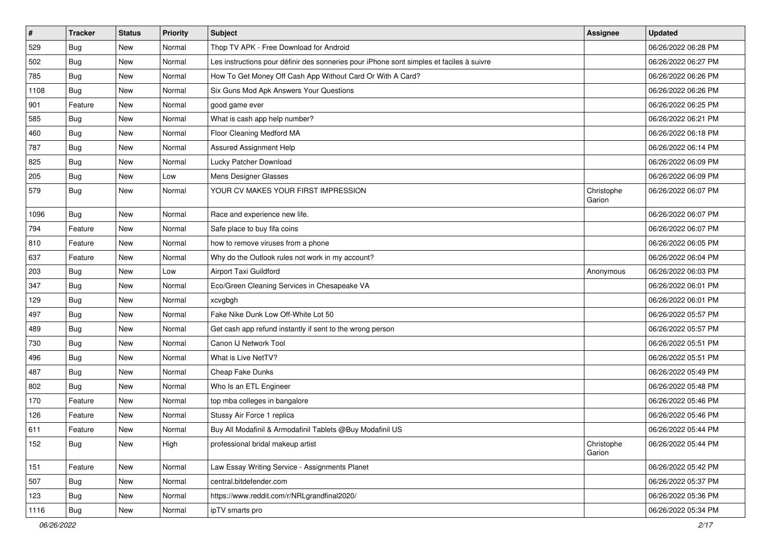| # | Tracker | Status | Priority | Subject | Assignee | Updated |
|---|---|---|---|---|---|---|
| 529 | Bug | New | Normal | Thop TV APK - Free Download for Android | | 06/26/2022 06:28 PM |
| 502 | Bug | New | Normal | Les instructions pour définir des sonneries pour iPhone sont simples et faciles à suivre | | 06/26/2022 06:27 PM |
| 785 | Bug | New | Normal | How To Get Money Off Cash App Without Card Or With A Card? | | 06/26/2022 06:26 PM |
| 1108 | Bug | New | Normal | Six Guns Mod Apk Answers Your Questions | | 06/26/2022 06:26 PM |
| 901 | Feature | New | Normal | good game ever | | 06/26/2022 06:25 PM |
| 585 | Bug | New | Normal | What is cash app help number? | | 06/26/2022 06:21 PM |
| 460 | Bug | New | Normal | Floor Cleaning Medford MA | | 06/26/2022 06:18 PM |
| 787 | Bug | New | Normal | Assured Assignment Help | | 06/26/2022 06:14 PM |
| 825 | Bug | New | Normal | Lucky Patcher Download | | 06/26/2022 06:09 PM |
| 205 | Bug | New | Low | Mens Designer Glasses | | 06/26/2022 06:09 PM |
| 579 | Bug | New | Normal | YOUR CV MAKES YOUR FIRST IMPRESSION | Christophe Garion | 06/26/2022 06:07 PM |
| 1096 | Bug | New | Normal | Race and experience new life. | | 06/26/2022 06:07 PM |
| 794 | Feature | New | Normal | Safe place to buy fifa coins | | 06/26/2022 06:07 PM |
| 810 | Feature | New | Normal | how to remove viruses from a phone | | 06/26/2022 06:05 PM |
| 637 | Feature | New | Normal | Why do the Outlook rules not work in my account? | | 06/26/2022 06:04 PM |
| 203 | Bug | New | Low | Airport Taxi Guildford | Anonymous | 06/26/2022 06:03 PM |
| 347 | Bug | New | Normal | Eco/Green Cleaning Services in Chesapeake VA | | 06/26/2022 06:01 PM |
| 129 | Bug | New | Normal | xcvgbgh | | 06/26/2022 06:01 PM |
| 497 | Bug | New | Normal | Fake Nike Dunk Low Off-White Lot 50 | | 06/26/2022 05:57 PM |
| 489 | Bug | New | Normal | Get cash app refund instantly if sent to the wrong person | | 06/26/2022 05:57 PM |
| 730 | Bug | New | Normal | Canon IJ Network Tool | | 06/26/2022 05:51 PM |
| 496 | Bug | New | Normal | What is Live NetTV? | | 06/26/2022 05:51 PM |
| 487 | Bug | New | Normal | Cheap Fake Dunks | | 06/26/2022 05:49 PM |
| 802 | Bug | New | Normal | Who Is an ETL Engineer | | 06/26/2022 05:48 PM |
| 170 | Feature | New | Normal | top mba colleges in bangalore | | 06/26/2022 05:46 PM |
| 126 | Feature | New | Normal | Stussy Air Force 1 replica | | 06/26/2022 05:46 PM |
| 611 | Feature | New | Normal | Buy All Modafinil & Armodafinil Tablets @Buy Modafinil US | | 06/26/2022 05:44 PM |
| 152 | Bug | New | High | professional bridal makeup artist | Christophe Garion | 06/26/2022 05:44 PM |
| 151 | Feature | New | Normal | Law Essay Writing Service - Assignments Planet | | 06/26/2022 05:42 PM |
| 507 | Bug | New | Normal | central.bitdefender.com | | 06/26/2022 05:37 PM |
| 123 | Bug | New | Normal | https://www.reddit.com/r/NRLgrandfinal2020/ | | 06/26/2022 05:36 PM |
| 1116 | Bug | New | Normal | ipTV smarts pro | | 06/26/2022 05:34 PM |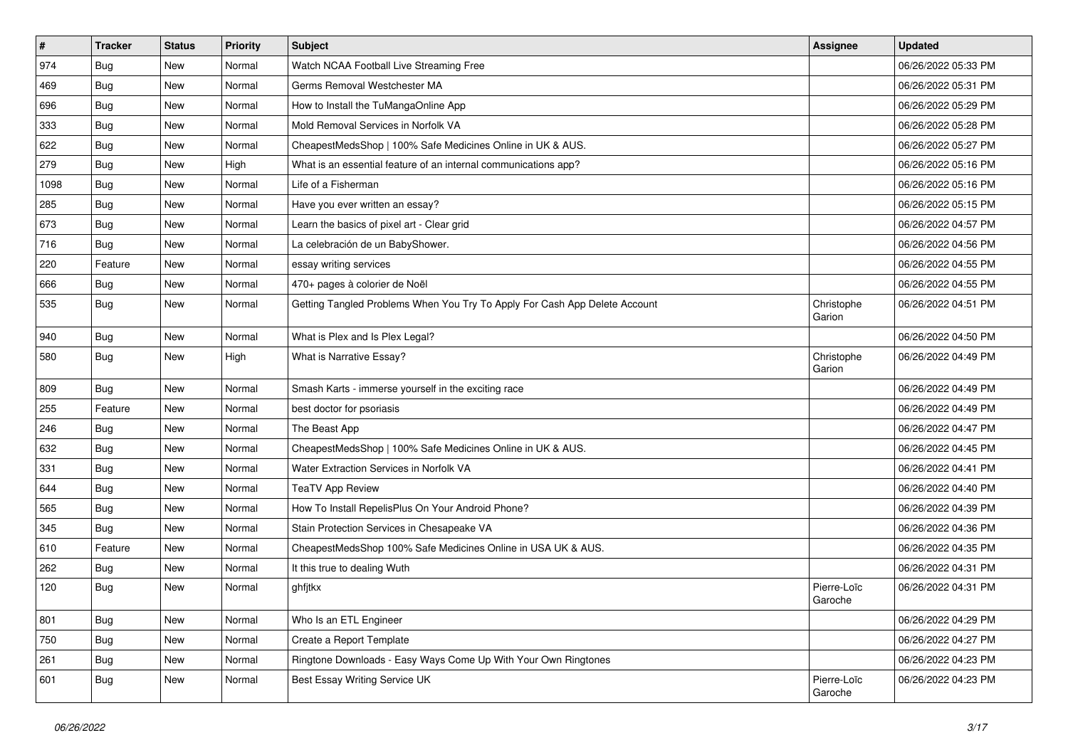| # | Tracker | Status | Priority | Subject | Assignee | Updated |
|---|---|---|---|---|---|---|
| 974 | Bug | New | Normal | Watch NCAA Football Live Streaming Free | | 06/26/2022 05:33 PM |
| 469 | Bug | New | Normal | Germs Removal Westchester MA | | 06/26/2022 05:31 PM |
| 696 | Bug | New | Normal | How to Install the TuMangaOnline App | | 06/26/2022 05:29 PM |
| 333 | Bug | New | Normal | Mold Removal Services in Norfolk VA | | 06/26/2022 05:28 PM |
| 622 | Bug | New | Normal | CheapestMedsShop \| 100% Safe Medicines Online in UK & AUS. | | 06/26/2022 05:27 PM |
| 279 | Bug | New | High | What is an essential feature of an internal communications app? | | 06/26/2022 05:16 PM |
| 1098 | Bug | New | Normal | Life of a Fisherman | | 06/26/2022 05:16 PM |
| 285 | Bug | New | Normal | Have you ever written an essay? | | 06/26/2022 05:15 PM |
| 673 | Bug | New | Normal | Learn the basics of pixel art - Clear grid | | 06/26/2022 04:57 PM |
| 716 | Bug | New | Normal | La celebración de un BabyShower. | | 06/26/2022 04:56 PM |
| 220 | Feature | New | Normal | essay writing services | | 06/26/2022 04:55 PM |
| 666 | Bug | New | Normal | 470+ pages à colorier de Noël | | 06/26/2022 04:55 PM |
| 535 | Bug | New | Normal | Getting Tangled Problems When You Try To Apply For Cash App Delete Account | Christophe Garion | 06/26/2022 04:51 PM |
| 940 | Bug | New | Normal | What is Plex and Is Plex Legal? | | 06/26/2022 04:50 PM |
| 580 | Bug | New | High | What is Narrative Essay? | Christophe Garion | 06/26/2022 04:49 PM |
| 809 | Bug | New | Normal | Smash Karts - immerse yourself in the exciting race | | 06/26/2022 04:49 PM |
| 255 | Feature | New | Normal | best doctor for psoriasis | | 06/26/2022 04:49 PM |
| 246 | Bug | New | Normal | The Beast App | | 06/26/2022 04:47 PM |
| 632 | Bug | New | Normal | CheapestMedsShop \| 100% Safe Medicines Online in UK & AUS. | | 06/26/2022 04:45 PM |
| 331 | Bug | New | Normal | Water Extraction Services in Norfolk VA | | 06/26/2022 04:41 PM |
| 644 | Bug | New | Normal | TeaTV App Review | | 06/26/2022 04:40 PM |
| 565 | Bug | New | Normal | How To Install RepelisPlus On Your Android Phone? | | 06/26/2022 04:39 PM |
| 345 | Bug | New | Normal | Stain Protection Services in Chesapeake VA | | 06/26/2022 04:36 PM |
| 610 | Feature | New | Normal | CheapestMedsShop 100% Safe Medicines Online in USA UK & AUS. | | 06/26/2022 04:35 PM |
| 262 | Bug | New | Normal | It this true to dealing Wuth | | 06/26/2022 04:31 PM |
| 120 | Bug | New | Normal | ghfjtkx | Pierre-Loïc Garoche | 06/26/2022 04:31 PM |
| 801 | Bug | New | Normal | Who Is an ETL Engineer | | 06/26/2022 04:29 PM |
| 750 | Bug | New | Normal | Create a Report Template | | 06/26/2022 04:27 PM |
| 261 | Bug | New | Normal | Ringtone Downloads - Easy Ways Come Up With Your Own Ringtones | | 06/26/2022 04:23 PM |
| 601 | Bug | New | Normal | Best Essay Writing Service UK | Pierre-Loïc Garoche | 06/26/2022 04:23 PM |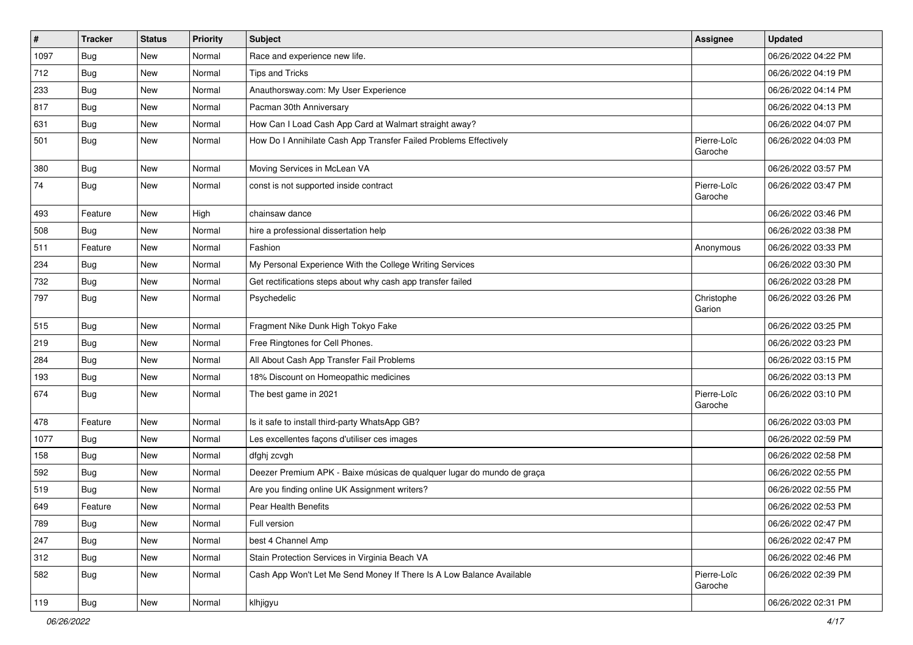| # | Tracker | Status | Priority | Subject | Assignee | Updated |
|---|---|---|---|---|---|---|
| 1097 | Bug | New | Normal | Race and experience new life. | | 06/26/2022 04:22 PM |
| 712 | Bug | New | Normal | Tips and Tricks | | 06/26/2022 04:19 PM |
| 233 | Bug | New | Normal | Anauthorsway.com: My User Experience | | 06/26/2022 04:14 PM |
| 817 | Bug | New | Normal | Pacman 30th Anniversary | | 06/26/2022 04:13 PM |
| 631 | Bug | New | Normal | How Can I Load Cash App Card at Walmart straight away? | | 06/26/2022 04:07 PM |
| 501 | Bug | New | Normal | How Do I Annihilate Cash App Transfer Failed Problems Effectively | Pierre-Loïc Garoche | 06/26/2022 04:03 PM |
| 380 | Bug | New | Normal | Moving Services in McLean VA | | 06/26/2022 03:57 PM |
| 74 | Bug | New | Normal | const is not supported inside contract | Pierre-Loïc Garoche | 06/26/2022 03:47 PM |
| 493 | Feature | New | High | chainsaw dance | | 06/26/2022 03:46 PM |
| 508 | Bug | New | Normal | hire a professional dissertation help | | 06/26/2022 03:38 PM |
| 511 | Feature | New | Normal | Fashion | Anonymous | 06/26/2022 03:33 PM |
| 234 | Bug | New | Normal | My Personal Experience With the College Writing Services | | 06/26/2022 03:30 PM |
| 732 | Bug | New | Normal | Get rectifications steps about why cash app transfer failed | | 06/26/2022 03:28 PM |
| 797 | Bug | New | Normal | Psychedelic | Christophe Garion | 06/26/2022 03:26 PM |
| 515 | Bug | New | Normal | Fragment Nike Dunk High Tokyo Fake | | 06/26/2022 03:25 PM |
| 219 | Bug | New | Normal | Free Ringtones for Cell Phones. | | 06/26/2022 03:23 PM |
| 284 | Bug | New | Normal | All About Cash App Transfer Fail Problems | | 06/26/2022 03:15 PM |
| 193 | Bug | New | Normal | 18% Discount on Homeopathic medicines | | 06/26/2022 03:13 PM |
| 674 | Bug | New | Normal | The best game in 2021 | Pierre-Loïc Garoche | 06/26/2022 03:10 PM |
| 478 | Feature | New | Normal | Is it safe to install third-party WhatsApp GB? | | 06/26/2022 03:03 PM |
| 1077 | Bug | New | Normal | Les excellentes façons d'utiliser ces images | | 06/26/2022 02:59 PM |
| 158 | Bug | New | Normal | dfghj zcvgh | | 06/26/2022 02:58 PM |
| 592 | Bug | New | Normal | Deezer Premium APK - Baixe músicas de qualquer lugar do mundo de graça | | 06/26/2022 02:55 PM |
| 519 | Bug | New | Normal | Are you finding online UK Assignment writers? | | 06/26/2022 02:55 PM |
| 649 | Feature | New | Normal | Pear Health Benefits | | 06/26/2022 02:53 PM |
| 789 | Bug | New | Normal | Full version | | 06/26/2022 02:47 PM |
| 247 | Bug | New | Normal | best 4 Channel Amp | | 06/26/2022 02:47 PM |
| 312 | Bug | New | Normal | Stain Protection Services in Virginia Beach VA | | 06/26/2022 02:46 PM |
| 582 | Bug | New | Normal | Cash App Won't Let Me Send Money If There Is A Low Balance Available | Pierre-Loïc Garoche | 06/26/2022 02:39 PM |
| 119 | Bug | New | Normal | klhjigyu | | 06/26/2022 02:31 PM |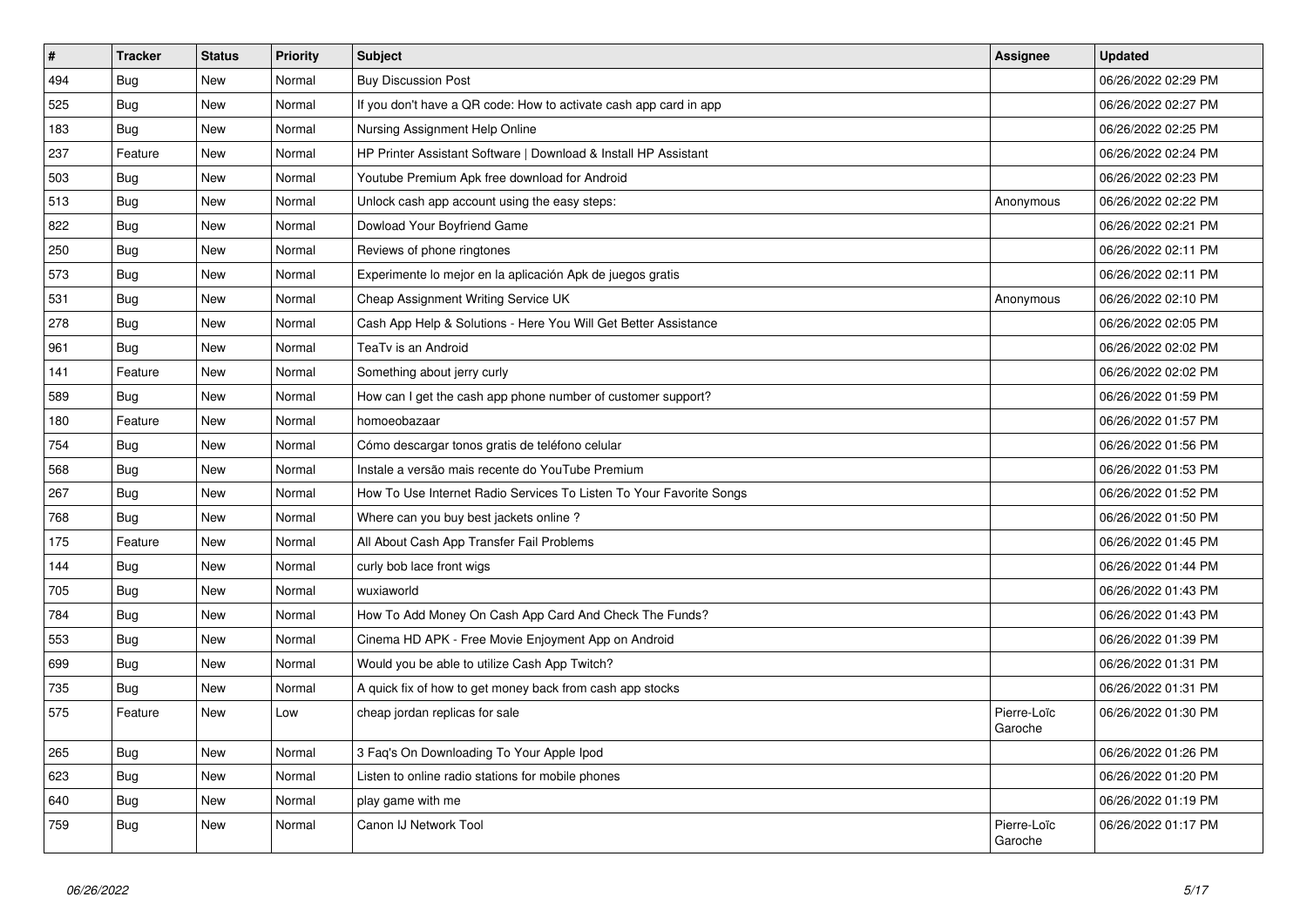| # | Tracker | Status | Priority | Subject | Assignee | Updated |
|---|---|---|---|---|---|---|
| 494 | Bug | New | Normal | Buy Discussion Post | | 06/26/2022 02:29 PM |
| 525 | Bug | New | Normal | If you don't have a QR code: How to activate cash app card in app | | 06/26/2022 02:27 PM |
| 183 | Bug | New | Normal | Nursing Assignment Help Online | | 06/26/2022 02:25 PM |
| 237 | Feature | New | Normal | HP Printer Assistant Software \| Download & Install HP Assistant | | 06/26/2022 02:24 PM |
| 503 | Bug | New | Normal | Youtube Premium Apk free download for Android | | 06/26/2022 02:23 PM |
| 513 | Bug | New | Normal | Unlock cash app account using the easy steps: | Anonymous | 06/26/2022 02:22 PM |
| 822 | Bug | New | Normal | Dowload Your Boyfriend Game | | 06/26/2022 02:21 PM |
| 250 | Bug | New | Normal | Reviews of phone ringtones | | 06/26/2022 02:11 PM |
| 573 | Bug | New | Normal | Experimente lo mejor en la aplicación Apk de juegos gratis | | 06/26/2022 02:11 PM |
| 531 | Bug | New | Normal | Cheap Assignment Writing Service UK | Anonymous | 06/26/2022 02:10 PM |
| 278 | Bug | New | Normal | Cash App Help & Solutions - Here You Will Get Better Assistance | | 06/26/2022 02:05 PM |
| 961 | Bug | New | Normal | TeaTv is an Android | | 06/26/2022 02:02 PM |
| 141 | Feature | New | Normal | Something about jerry curly | | 06/26/2022 02:02 PM |
| 589 | Bug | New | Normal | How can I get the cash app phone number of customer support? | | 06/26/2022 01:59 PM |
| 180 | Feature | New | Normal | homoeobazaar | | 06/26/2022 01:57 PM |
| 754 | Bug | New | Normal | Cómo descargar tonos gratis de teléfono celular | | 06/26/2022 01:56 PM |
| 568 | Bug | New | Normal | Instale a versão mais recente do YouTube Premium | | 06/26/2022 01:53 PM |
| 267 | Bug | New | Normal | How To Use Internet Radio Services To Listen To Your Favorite Songs | | 06/26/2022 01:52 PM |
| 768 | Bug | New | Normal | Where can you buy best jackets online ? | | 06/26/2022 01:50 PM |
| 175 | Feature | New | Normal | All About Cash App Transfer Fail Problems | | 06/26/2022 01:45 PM |
| 144 | Bug | New | Normal | curly bob lace front wigs | | 06/26/2022 01:44 PM |
| 705 | Bug | New | Normal | wuxiaworld | | 06/26/2022 01:43 PM |
| 784 | Bug | New | Normal | How To Add Money On Cash App Card And Check The Funds? | | 06/26/2022 01:43 PM |
| 553 | Bug | New | Normal | Cinema HD APK - Free Movie Enjoyment App on Android | | 06/26/2022 01:39 PM |
| 699 | Bug | New | Normal | Would you be able to utilize Cash App Twitch? | | 06/26/2022 01:31 PM |
| 735 | Bug | New | Normal | A quick fix of how to get money back from cash app stocks | | 06/26/2022 01:31 PM |
| 575 | Feature | New | Low | cheap jordan replicas for sale | Pierre-Loïc Garoche | 06/26/2022 01:30 PM |
| 265 | Bug | New | Normal | 3 Faq's On Downloading To Your Apple Ipod | | 06/26/2022 01:26 PM |
| 623 | Bug | New | Normal | Listen to online radio stations for mobile phones | | 06/26/2022 01:20 PM |
| 640 | Bug | New | Normal | play game with me | | 06/26/2022 01:19 PM |
| 759 | Bug | New | Normal | Canon IJ Network Tool | Pierre-Loïc Garoche | 06/26/2022 01:17 PM |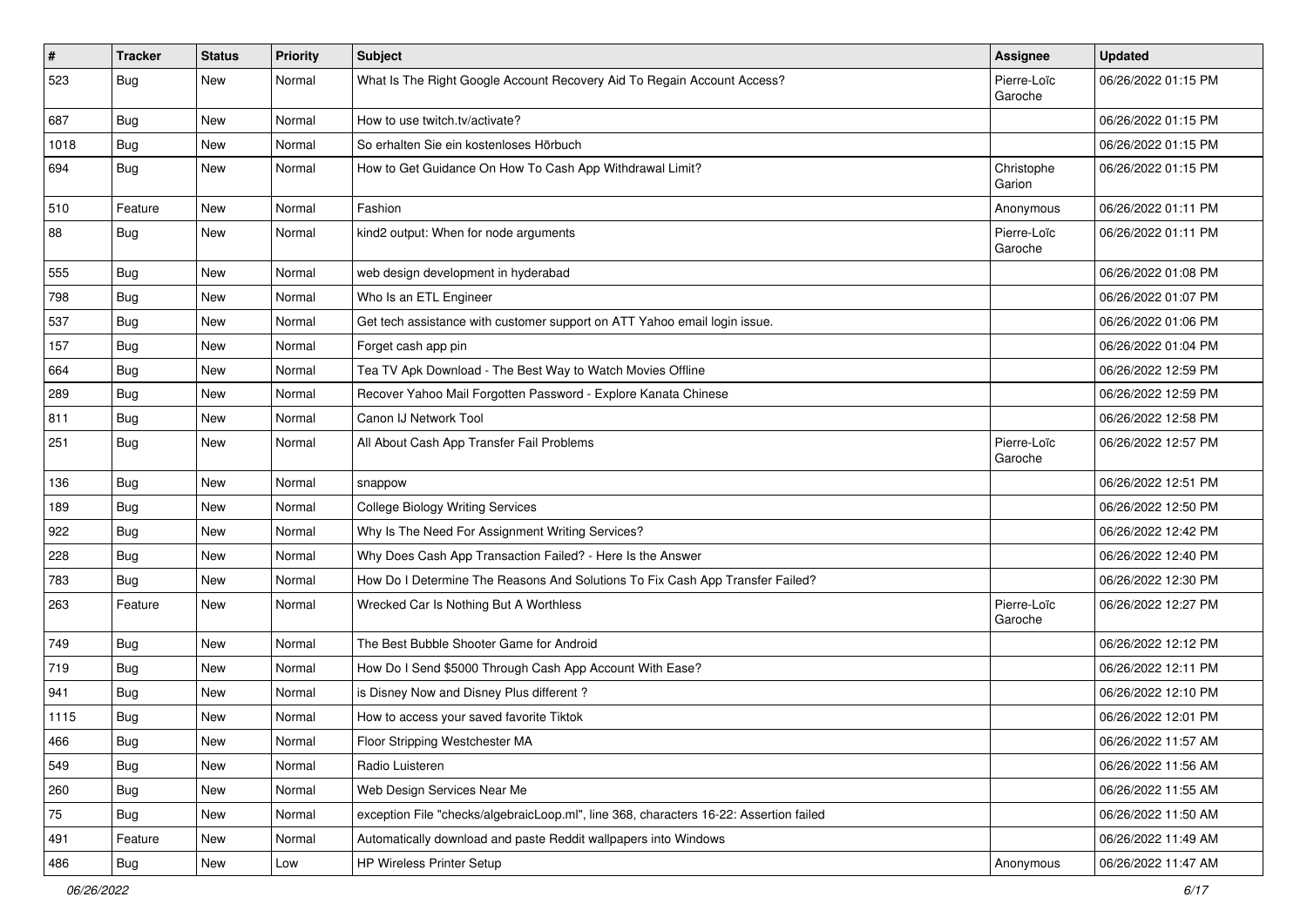| # | Tracker | Status | Priority | Subject | Assignee | Updated |
|---|---|---|---|---|---|---|
| 523 | Bug | New | Normal | What Is The Right Google Account Recovery Aid To Regain Account Access? | Pierre-Loïc Garoche | 06/26/2022 01:15 PM |
| 687 | Bug | New | Normal | How to use twitch.tv/activate? | | 06/26/2022 01:15 PM |
| 1018 | Bug | New | Normal | So erhalten Sie ein kostenloses Hörbuch | | 06/26/2022 01:15 PM |
| 694 | Bug | New | Normal | How to Get Guidance On How To Cash App Withdrawal Limit? | Christophe Garion | 06/26/2022 01:15 PM |
| 510 | Feature | New | Normal | Fashion | Anonymous | 06/26/2022 01:11 PM |
| 88 | Bug | New | Normal | kind2 output: When for node arguments | Pierre-Loïc Garoche | 06/26/2022 01:11 PM |
| 555 | Bug | New | Normal | web design development in hyderabad | | 06/26/2022 01:08 PM |
| 798 | Bug | New | Normal | Who Is an ETL Engineer | | 06/26/2022 01:07 PM |
| 537 | Bug | New | Normal | Get tech assistance with customer support on ATT Yahoo email login issue. | | 06/26/2022 01:06 PM |
| 157 | Bug | New | Normal | Forget cash app pin | | 06/26/2022 01:04 PM |
| 664 | Bug | New | Normal | Tea TV Apk Download - The Best Way to Watch Movies Offline | | 06/26/2022 12:59 PM |
| 289 | Bug | New | Normal | Recover Yahoo Mail Forgotten Password - Explore Kanata Chinese | | 06/26/2022 12:59 PM |
| 811 | Bug | New | Normal | Canon IJ Network Tool | | 06/26/2022 12:58 PM |
| 251 | Bug | New | Normal | All About Cash App Transfer Fail Problems | Pierre-Loïc Garoche | 06/26/2022 12:57 PM |
| 136 | Bug | New | Normal | snappow | | 06/26/2022 12:51 PM |
| 189 | Bug | New | Normal | College Biology Writing Services | | 06/26/2022 12:50 PM |
| 922 | Bug | New | Normal | Why Is The Need For Assignment Writing Services? | | 06/26/2022 12:42 PM |
| 228 | Bug | New | Normal | Why Does Cash App Transaction Failed? - Here Is the Answer | | 06/26/2022 12:40 PM |
| 783 | Bug | New | Normal | How Do I Determine The Reasons And Solutions To Fix Cash App Transfer Failed? | | 06/26/2022 12:30 PM |
| 263 | Feature | New | Normal | Wrecked Car Is Nothing But A Worthless | Pierre-Loïc Garoche | 06/26/2022 12:27 PM |
| 749 | Bug | New | Normal | The Best Bubble Shooter Game for Android | | 06/26/2022 12:12 PM |
| 719 | Bug | New | Normal | How Do I Send $5000 Through Cash App Account With Ease? | | 06/26/2022 12:11 PM |
| 941 | Bug | New | Normal | is Disney Now and Disney Plus different ? | | 06/26/2022 12:10 PM |
| 1115 | Bug | New | Normal | How to access your saved favorite Tiktok | | 06/26/2022 12:01 PM |
| 466 | Bug | New | Normal | Floor Stripping Westchester MA | | 06/26/2022 11:57 AM |
| 549 | Bug | New | Normal | Radio Luisteren | | 06/26/2022 11:56 AM |
| 260 | Bug | New | Normal | Web Design Services Near Me | | 06/26/2022 11:55 AM |
| 75 | Bug | New | Normal | exception File "checks/algebraicLoop.ml", line 368, characters 16-22: Assertion failed | | 06/26/2022 11:50 AM |
| 491 | Feature | New | Normal | Automatically download and paste Reddit wallpapers into Windows | | 06/26/2022 11:49 AM |
| 486 | Bug | New | Low | HP Wireless Printer Setup | Anonymous | 06/26/2022 11:47 AM |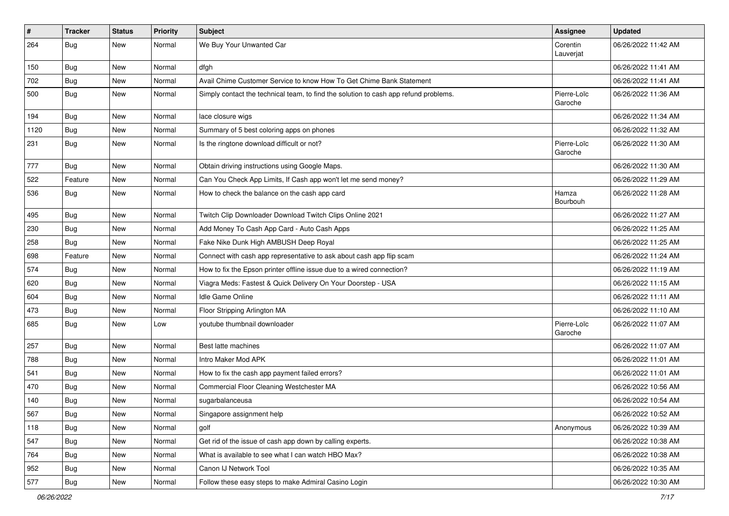| # | Tracker | Status | Priority | Subject | Assignee | Updated |
|---|---|---|---|---|---|---|
| 264 | Bug | New | Normal | We Buy Your Unwanted Car | Corentin Lauverjat | 06/26/2022 11:42 AM |
| 150 | Bug | New | Normal | dfgh | | 06/26/2022 11:41 AM |
| 702 | Bug | New | Normal | Avail Chime Customer Service to know How To Get Chime Bank Statement | | 06/26/2022 11:41 AM |
| 500 | Bug | New | Normal | Simply contact the technical team, to find the solution to cash app refund problems. | Pierre-Loïc Garoche | 06/26/2022 11:36 AM |
| 194 | Bug | New | Normal | lace closure wigs | | 06/26/2022 11:34 AM |
| 1120 | Bug | New | Normal | Summary of 5 best coloring apps on phones | | 06/26/2022 11:32 AM |
| 231 | Bug | New | Normal | Is the ringtone download difficult or not? | Pierre-Loïc Garoche | 06/26/2022 11:30 AM |
| 777 | Bug | New | Normal | Obtain driving instructions using Google Maps. | | 06/26/2022 11:30 AM |
| 522 | Feature | New | Normal | Can You Check App Limits, If Cash app won't let me send money? | | 06/26/2022 11:29 AM |
| 536 | Bug | New | Normal | How to check the balance on the cash app card | Hamza Bourbouh | 06/26/2022 11:28 AM |
| 495 | Bug | New | Normal | Twitch Clip Downloader Download Twitch Clips Online 2021 | | 06/26/2022 11:27 AM |
| 230 | Bug | New | Normal | Add Money To Cash App Card - Auto Cash Apps | | 06/26/2022 11:25 AM |
| 258 | Bug | New | Normal | Fake Nike Dunk High AMBUSH Deep Royal | | 06/26/2022 11:25 AM |
| 698 | Feature | New | Normal | Connect with cash app representative to ask about cash app flip scam | | 06/26/2022 11:24 AM |
| 574 | Bug | New | Normal | How to fix the Epson printer offline issue due to a wired connection? | | 06/26/2022 11:19 AM |
| 620 | Bug | New | Normal | Viagra Meds: Fastest & Quick Delivery On Your Doorstep - USA | | 06/26/2022 11:15 AM |
| 604 | Bug | New | Normal | Idle Game Online | | 06/26/2022 11:11 AM |
| 473 | Bug | New | Normal | Floor Stripping Arlington MA | | 06/26/2022 11:10 AM |
| 685 | Bug | New | Low | youtube thumbnail downloader | Pierre-Loïc Garoche | 06/26/2022 11:07 AM |
| 257 | Bug | New | Normal | Best latte machines | | 06/26/2022 11:07 AM |
| 788 | Bug | New | Normal | Intro Maker Mod APK | | 06/26/2022 11:01 AM |
| 541 | Bug | New | Normal | How to fix the cash app payment failed errors? | | 06/26/2022 11:01 AM |
| 470 | Bug | New | Normal | Commercial Floor Cleaning Westchester MA | | 06/26/2022 10:56 AM |
| 140 | Bug | New | Normal | sugarbalanceusa | | 06/26/2022 10:54 AM |
| 567 | Bug | New | Normal | Singapore assignment help | | 06/26/2022 10:52 AM |
| 118 | Bug | New | Normal | golf | Anonymous | 06/26/2022 10:39 AM |
| 547 | Bug | New | Normal | Get rid of the issue of cash app down by calling experts. | | 06/26/2022 10:38 AM |
| 764 | Bug | New | Normal | What is available to see what I can watch HBO Max? | | 06/26/2022 10:38 AM |
| 952 | Bug | New | Normal | Canon IJ Network Tool | | 06/26/2022 10:35 AM |
| 577 | Bug | New | Normal | Follow these easy steps to make Admiral Casino Login | | 06/26/2022 10:30 AM |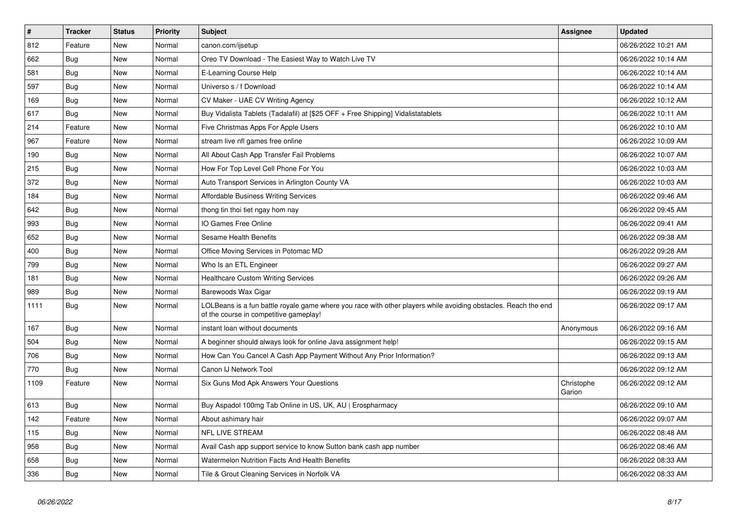| # | Tracker | Status | Priority | Subject | Assignee | Updated |
|---|---|---|---|---|---|---|
| 812 | Feature | New | Normal | canon.com/ijsetup | | 06/26/2022 10:21 AM |
| 662 | Bug | New | Normal | Oreo TV Download - The Easiest Way to Watch Live TV | | 06/26/2022 10:14 AM |
| 581 | Bug | New | Normal | E-Learning Course Help | | 06/26/2022 10:14 AM |
| 597 | Bug | New | Normal | Universo s / f Download | | 06/26/2022 10:14 AM |
| 169 | Bug | New | Normal | CV Maker - UAE CV Writing Agency | | 06/26/2022 10:12 AM |
| 617 | Bug | New | Normal | Buy Vidalista Tablets (Tadalafil) at [$25 OFF + Free Shipping] Vidalistatablets | | 06/26/2022 10:11 AM |
| 214 | Feature | New | Normal | Five Christmas Apps For Apple Users | | 06/26/2022 10:10 AM |
| 967 | Feature | New | Normal | stream live nfl games free online | | 06/26/2022 10:09 AM |
| 190 | Bug | New | Normal | All About Cash App Transfer Fail Problems | | 06/26/2022 10:07 AM |
| 215 | Bug | New | Normal | How For Top Level Cell Phone For You | | 06/26/2022 10:03 AM |
| 372 | Bug | New | Normal | Auto Transport Services in Arlington County VA | | 06/26/2022 10:03 AM |
| 184 | Bug | New | Normal | Affordable Business Writing Services | | 06/26/2022 09:46 AM |
| 642 | Bug | New | Normal | thong tin thoi tiet ngay hom nay | | 06/26/2022 09:45 AM |
| 993 | Bug | New | Normal | IO Games Free Online | | 06/26/2022 09:41 AM |
| 652 | Bug | New | Normal | Sesame Health Benefits | | 06/26/2022 09:38 AM |
| 400 | Bug | New | Normal | Office Moving Services in Potomac MD | | 06/26/2022 09:28 AM |
| 799 | Bug | New | Normal | Who Is an ETL Engineer | | 06/26/2022 09:27 AM |
| 181 | Bug | New | Normal | Healthcare Custom Writing Services | | 06/26/2022 09:26 AM |
| 989 | Bug | New | Normal | Barewoods Wax Cigar | | 06/26/2022 09:19 AM |
| 1111 | Bug | New | Normal | LOLBeans is a fun battle royale game where you race with other players while avoiding obstacles. Reach the end of the course in competitive gameplay! | | 06/26/2022 09:17 AM |
| 167 | Bug | New | Normal | instant loan without documents | Anonymous | 06/26/2022 09:16 AM |
| 504 | Bug | New | Normal | A beginner should always look for online Java assignment help! | | 06/26/2022 09:15 AM |
| 706 | Bug | New | Normal | How Can You Cancel A Cash App Payment Without Any Prior Information? | | 06/26/2022 09:13 AM |
| 770 | Bug | New | Normal | Canon IJ Network Tool | | 06/26/2022 09:12 AM |
| 1109 | Feature | New | Normal | Six Guns Mod Apk Answers Your Questions | Christophe Garion | 06/26/2022 09:12 AM |
| 613 | Bug | New | Normal | Buy Aspadol 100mg Tab Online in US, UK, AU &#124; Erospharmacy | | 06/26/2022 09:10 AM |
| 142 | Feature | New | Normal | About ashimary hair | | 06/26/2022 09:07 AM |
| 115 | Bug | New | Normal | NFL LIVE STREAM | | 06/26/2022 08:48 AM |
| 958 | Bug | New | Normal | Avail Cash app support service to know Sutton bank cash app number | | 06/26/2022 08:46 AM |
| 658 | Bug | New | Normal | Watermelon Nutrition Facts And Health Benefits | | 06/26/2022 08:33 AM |
| 336 | Bug | New | Normal | Tile & Grout Cleaning Services in Norfolk VA | | 06/26/2022 08:33 AM |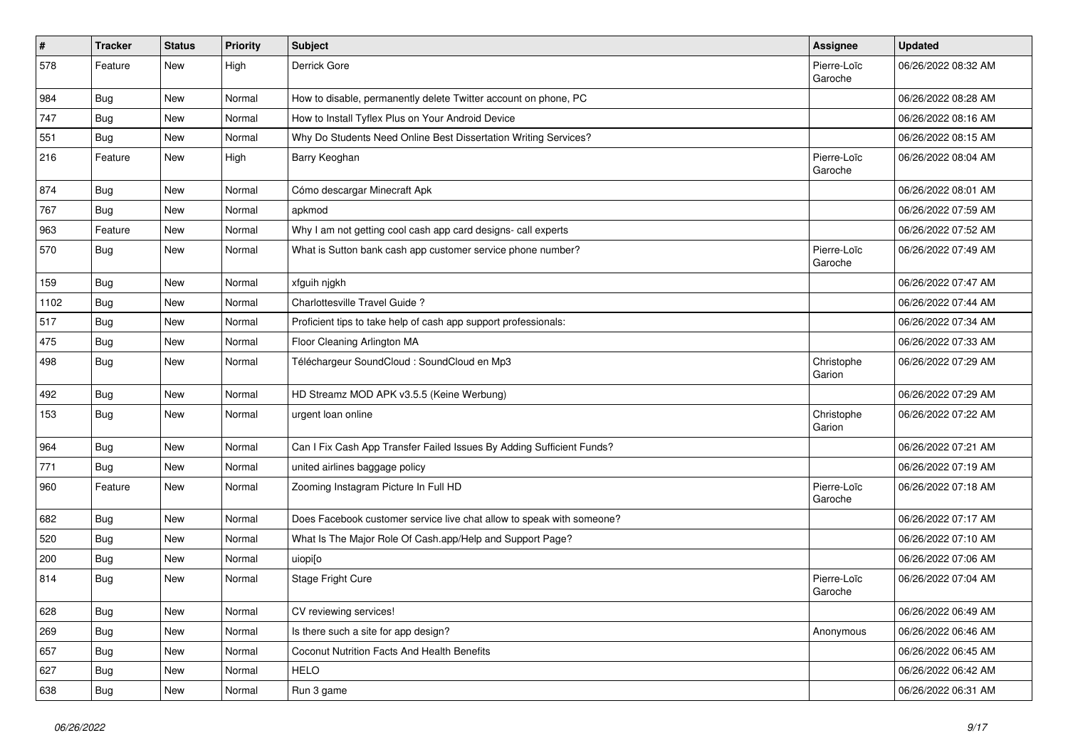| # | Tracker | Status | Priority | Subject | Assignee | Updated |
|---|---|---|---|---|---|---|
| 578 | Feature | New | High | Derrick Gore | Pierre-Loïc Garoche | 06/26/2022 08:32 AM |
| 984 | Bug | New | Normal | How to disable, permanently delete Twitter account on phone, PC | | 06/26/2022 08:28 AM |
| 747 | Bug | New | Normal | How to Install Tyflex Plus on Your Android Device | | 06/26/2022 08:16 AM |
| 551 | Bug | New | Normal | Why Do Students Need Online Best Dissertation Writing Services? | | 06/26/2022 08:15 AM |
| 216 | Feature | New | High | Barry Keoghan | Pierre-Loïc Garoche | 06/26/2022 08:04 AM |
| 874 | Bug | New | Normal | Cómo descargar Minecraft Apk | | 06/26/2022 08:01 AM |
| 767 | Bug | New | Normal | apkmod | | 06/26/2022 07:59 AM |
| 963 | Feature | New | Normal | Why I am not getting cool cash app card designs- call experts | | 06/26/2022 07:52 AM |
| 570 | Bug | New | Normal | What is Sutton bank cash app customer service phone number? | Pierre-Loïc Garoche | 06/26/2022 07:49 AM |
| 159 | Bug | New | Normal | xfguih njgkh | | 06/26/2022 07:47 AM |
| 1102 | Bug | New | Normal | Charlottesville Travel Guide ? | | 06/26/2022 07:44 AM |
| 517 | Bug | New | Normal | Proficient tips to take help of cash app support professionals: | | 06/26/2022 07:34 AM |
| 475 | Bug | New | Normal | Floor Cleaning Arlington MA | | 06/26/2022 07:33 AM |
| 498 | Bug | New | Normal | Téléchargeur SoundCloud : SoundCloud en Mp3 | Christophe Garion | 06/26/2022 07:29 AM |
| 492 | Bug | New | Normal | HD Streamz MOD APK v3.5.5 (Keine Werbung) | | 06/26/2022 07:29 AM |
| 153 | Bug | New | Normal | urgent loan online | Christophe Garion | 06/26/2022 07:22 AM |
| 964 | Bug | New | Normal | Can I Fix Cash App Transfer Failed Issues By Adding Sufficient Funds? | | 06/26/2022 07:21 AM |
| 771 | Bug | New | Normal | united airlines baggage policy | | 06/26/2022 07:19 AM |
| 960 | Feature | New | Normal | Zooming Instagram Picture In Full HD | Pierre-Loïc Garoche | 06/26/2022 07:18 AM |
| 682 | Bug | New | Normal | Does Facebook customer service live chat allow to speak with someone? | | 06/26/2022 07:17 AM |
| 520 | Bug | New | Normal | What Is The Major Role Of Cash.app/Help and Support Page? | | 06/26/2022 07:10 AM |
| 200 | Bug | New | Normal | uiopi[o | | 06/26/2022 07:06 AM |
| 814 | Bug | New | Normal | Stage Fright Cure | Pierre-Loïc Garoche | 06/26/2022 07:04 AM |
| 628 | Bug | New | Normal | CV reviewing services! | | 06/26/2022 06:49 AM |
| 269 | Bug | New | Normal | Is there such a site for app design? | Anonymous | 06/26/2022 06:46 AM |
| 657 | Bug | New | Normal | Coconut Nutrition Facts And Health Benefits | | 06/26/2022 06:45 AM |
| 627 | Bug | New | Normal | HELO | | 06/26/2022 06:42 AM |
| 638 | Bug | New | Normal | Run 3 game | | 06/26/2022 06:31 AM |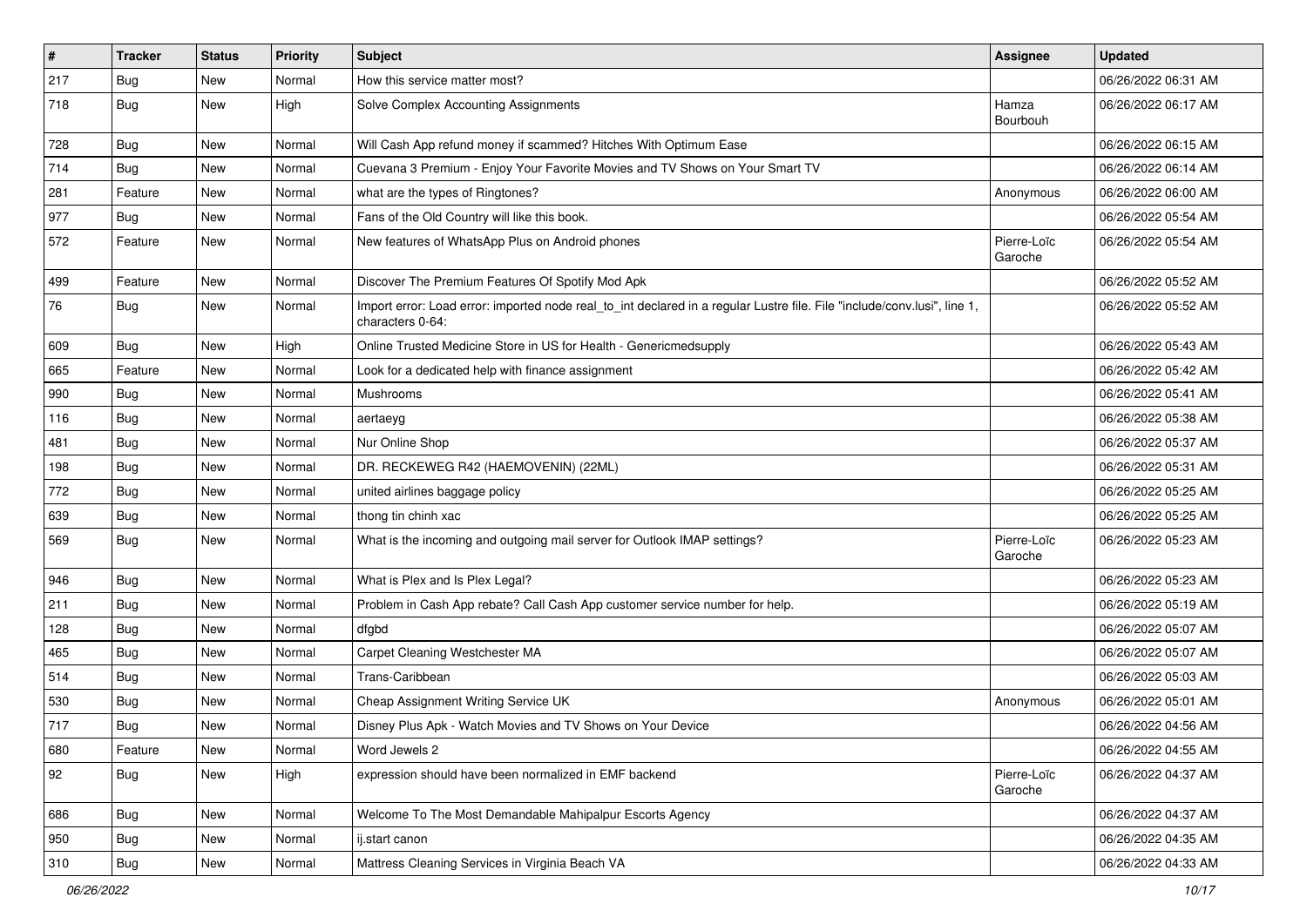| # | Tracker | Status | Priority | Subject | Assignee | Updated |
|---|---|---|---|---|---|---|
| 217 | Bug | New | Normal | How this service matter most? | | 06/26/2022 06:31 AM |
| 718 | Bug | New | High | Solve Complex Accounting Assignments | Hamza Bourbouh | 06/26/2022 06:17 AM |
| 728 | Bug | New | Normal | Will Cash App refund money if scammed? Hitches With Optimum Ease | | 06/26/2022 06:15 AM |
| 714 | Bug | New | Normal | Cuevana 3 Premium - Enjoy Your Favorite Movies and TV Shows on Your Smart TV | | 06/26/2022 06:14 AM |
| 281 | Feature | New | Normal | what are the types of Ringtones? | Anonymous | 06/26/2022 06:00 AM |
| 977 | Bug | New | Normal | Fans of the Old Country will like this book. | | 06/26/2022 05:54 AM |
| 572 | Feature | New | Normal | New features of WhatsApp Plus on Android phones | Pierre-Loïc Garoche | 06/26/2022 05:54 AM |
| 499 | Feature | New | Normal | Discover The Premium Features Of Spotify Mod Apk | | 06/26/2022 05:52 AM |
| 76 | Bug | New | Normal | Import error: Load error: imported node real_to_int declared in a regular Lustre file. File "include/conv.lusi", line 1, characters 0-64: | | 06/26/2022 05:52 AM |
| 609 | Bug | New | High | Online Trusted Medicine Store in US for Health - Genericmedsupply | | 06/26/2022 05:43 AM |
| 665 | Feature | New | Normal | Look for a dedicated help with finance assignment | | 06/26/2022 05:42 AM |
| 990 | Bug | New | Normal | Mushrooms | | 06/26/2022 05:41 AM |
| 116 | Bug | New | Normal | aertaeyg | | 06/26/2022 05:38 AM |
| 481 | Bug | New | Normal | Nur Online Shop | | 06/26/2022 05:37 AM |
| 198 | Bug | New | Normal | DR. RECKEWEG R42 (HAEMOVENIN) (22ML) | | 06/26/2022 05:31 AM |
| 772 | Bug | New | Normal | united airlines baggage policy | | 06/26/2022 05:25 AM |
| 639 | Bug | New | Normal | thong tin chinh xac | | 06/26/2022 05:25 AM |
| 569 | Bug | New | Normal | What is the incoming and outgoing mail server for Outlook IMAP settings? | Pierre-Loïc Garoche | 06/26/2022 05:23 AM |
| 946 | Bug | New | Normal | What is Plex and Is Plex Legal? | | 06/26/2022 05:23 AM |
| 211 | Bug | New | Normal | Problem in Cash App rebate? Call Cash App customer service number for help. | | 06/26/2022 05:19 AM |
| 128 | Bug | New | Normal | dfgbd | | 06/26/2022 05:07 AM |
| 465 | Bug | New | Normal | Carpet Cleaning Westchester MA | | 06/26/2022 05:07 AM |
| 514 | Bug | New | Normal | Trans-Caribbean | | 06/26/2022 05:03 AM |
| 530 | Bug | New | Normal | Cheap Assignment Writing Service UK | Anonymous | 06/26/2022 05:01 AM |
| 717 | Bug | New | Normal | Disney Plus Apk - Watch Movies and TV Shows on Your Device | | 06/26/2022 04:56 AM |
| 680 | Feature | New | Normal | Word Jewels 2 | | 06/26/2022 04:55 AM |
| 92 | Bug | New | High | expression should have been normalized in EMF backend | Pierre-Loïc Garoche | 06/26/2022 04:37 AM |
| 686 | Bug | New | Normal | Welcome To The Most Demandable Mahipalpur Escorts Agency | | 06/26/2022 04:37 AM |
| 950 | Bug | New | Normal | ij.start canon | | 06/26/2022 04:35 AM |
| 310 | Bug | New | Normal | Mattress Cleaning Services in Virginia Beach VA | | 06/26/2022 04:33 AM |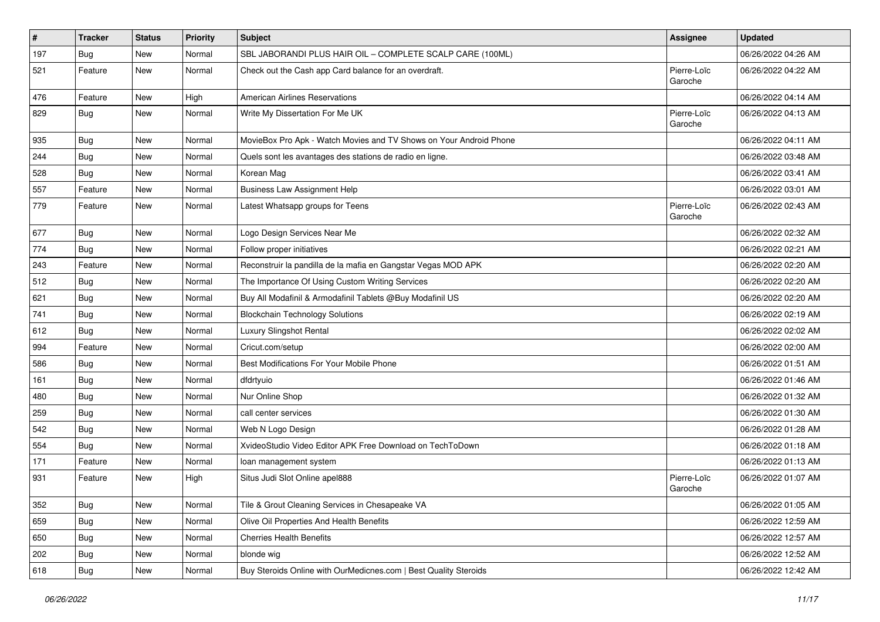| # | Tracker | Status | Priority | Subject | Assignee | Updated |
|---|---|---|---|---|---|---|
| 197 | Bug | New | Normal | SBL JABORANDI PLUS HAIR OIL – COMPLETE SCALP CARE (100ML) | | 06/26/2022 04:26 AM |
| 521 | Feature | New | Normal | Check out the Cash app Card balance for an overdraft. | Pierre-Loïc Garoche | 06/26/2022 04:22 AM |
| 476 | Feature | New | High | American Airlines Reservations | | 06/26/2022 04:14 AM |
| 829 | Bug | New | Normal | Write My Dissertation For Me UK | Pierre-Loïc Garoche | 06/26/2022 04:13 AM |
| 935 | Bug | New | Normal | MovieBox Pro Apk - Watch Movies and TV Shows on Your Android Phone | | 06/26/2022 04:11 AM |
| 244 | Bug | New | Normal | Quels sont les avantages des stations de radio en ligne. | | 06/26/2022 03:48 AM |
| 528 | Bug | New | Normal | Korean Mag | | 06/26/2022 03:41 AM |
| 557 | Feature | New | Normal | Business Law Assignment Help | | 06/26/2022 03:01 AM |
| 779 | Feature | New | Normal | Latest Whatsapp groups for Teens | Pierre-Loïc Garoche | 06/26/2022 02:43 AM |
| 677 | Bug | New | Normal | Logo Design Services Near Me | | 06/26/2022 02:32 AM |
| 774 | Bug | New | Normal | Follow proper initiatives | | 06/26/2022 02:21 AM |
| 243 | Feature | New | Normal | Reconstruir la pandilla de la mafia en Gangstar Vegas MOD APK | | 06/26/2022 02:20 AM |
| 512 | Bug | New | Normal | The Importance Of Using Custom Writing Services | | 06/26/2022 02:20 AM |
| 621 | Bug | New | Normal | Buy All Modafinil & Armodafinil Tablets @Buy Modafinil US | | 06/26/2022 02:20 AM |
| 741 | Bug | New | Normal | Blockchain Technology Solutions | | 06/26/2022 02:19 AM |
| 612 | Bug | New | Normal | Luxury Slingshot Rental | | 06/26/2022 02:02 AM |
| 994 | Feature | New | Normal | Cricut.com/setup | | 06/26/2022 02:00 AM |
| 586 | Bug | New | Normal | Best Modifications For Your Mobile Phone | | 06/26/2022 01:51 AM |
| 161 | Bug | New | Normal | dfdrtyuio | | 06/26/2022 01:46 AM |
| 480 | Bug | New | Normal | Nur Online Shop | | 06/26/2022 01:32 AM |
| 259 | Bug | New | Normal | call center services | | 06/26/2022 01:30 AM |
| 542 | Bug | New | Normal | Web N Logo Design | | 06/26/2022 01:28 AM |
| 554 | Bug | New | Normal | XvideoStudio Video Editor APK Free Download on TechToDown | | 06/26/2022 01:18 AM |
| 171 | Feature | New | Normal | loan management system | | 06/26/2022 01:13 AM |
| 931 | Feature | New | High | Situs Judi Slot Online apel888 | Pierre-Loïc Garoche | 06/26/2022 01:07 AM |
| 352 | Bug | New | Normal | Tile & Grout Cleaning Services in Chesapeake VA | | 06/26/2022 01:05 AM |
| 659 | Bug | New | Normal | Olive Oil Properties And Health Benefits | | 06/26/2022 12:59 AM |
| 650 | Bug | New | Normal | Cherries Health Benefits | | 06/26/2022 12:57 AM |
| 202 | Bug | New | Normal | blonde wig | | 06/26/2022 12:52 AM |
| 618 | Bug | New | Normal | Buy Steroids Online with OurMedicnes.com \| Best Quality Steroids | | 06/26/2022 12:42 AM |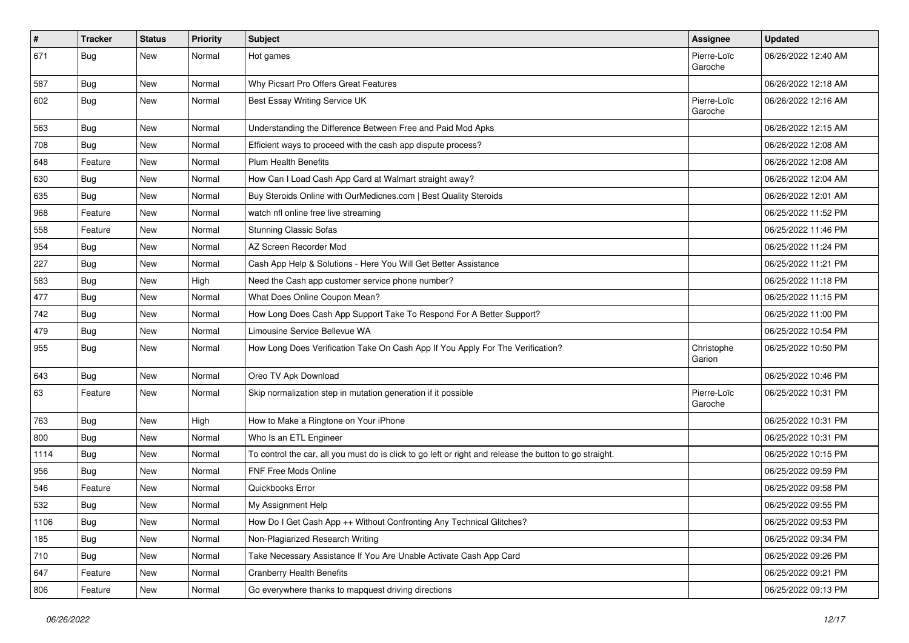| # | Tracker | Status | Priority | Subject | Assignee | Updated |
|---|---|---|---|---|---|---|
| 671 | Bug | New | Normal | Hot games | Pierre-Loïc Garoche | 06/26/2022 12:40 AM |
| 587 | Bug | New | Normal | Why Picsart Pro Offers Great Features | | 06/26/2022 12:18 AM |
| 602 | Bug | New | Normal | Best Essay Writing Service UK | Pierre-Loïc Garoche | 06/26/2022 12:16 AM |
| 563 | Bug | New | Normal | Understanding the Difference Between Free and Paid Mod Apks | | 06/26/2022 12:15 AM |
| 708 | Bug | New | Normal | Efficient ways to proceed with the cash app dispute process? | | 06/26/2022 12:08 AM |
| 648 | Feature | New | Normal | Plum Health Benefits | | 06/26/2022 12:08 AM |
| 630 | Bug | New | Normal | How Can I Load Cash App Card at Walmart straight away? | | 06/26/2022 12:04 AM |
| 635 | Bug | New | Normal | Buy Steroids Online with OurMedicnes.com \| Best Quality Steroids | | 06/26/2022 12:01 AM |
| 968 | Feature | New | Normal | watch nfl online free live streaming | | 06/25/2022 11:52 PM |
| 558 | Feature | New | Normal | Stunning Classic Sofas | | 06/25/2022 11:46 PM |
| 954 | Bug | New | Normal | AZ Screen Recorder Mod | | 06/25/2022 11:24 PM |
| 227 | Bug | New | Normal | Cash App Help & Solutions - Here You Will Get Better Assistance | | 06/25/2022 11:21 PM |
| 583 | Bug | New | High | Need the Cash app customer service phone number? | | 06/25/2022 11:18 PM |
| 477 | Bug | New | Normal | What Does Online Coupon Mean? | | 06/25/2022 11:15 PM |
| 742 | Bug | New | Normal | How Long Does Cash App Support Take To Respond For A Better Support? | | 06/25/2022 11:00 PM |
| 479 | Bug | New | Normal | Limousine Service Bellevue WA | | 06/25/2022 10:54 PM |
| 955 | Bug | New | Normal | How Long Does Verification Take On Cash App If You Apply For The Verification? | Christophe Garion | 06/25/2022 10:50 PM |
| 643 | Bug | New | Normal | Oreo TV Apk Download | | 06/25/2022 10:46 PM |
| 63 | Feature | New | Normal | Skip normalization step in mutation generation if it possible | Pierre-Loïc Garoche | 06/25/2022 10:31 PM |
| 763 | Bug | New | High | How to Make a Ringtone on Your iPhone | | 06/25/2022 10:31 PM |
| 800 | Bug | New | Normal | Who Is an ETL Engineer | | 06/25/2022 10:31 PM |
| 1114 | Bug | New | Normal | To control the car, all you must do is click to go left or right and release the button to go straight. | | 06/25/2022 10:15 PM |
| 956 | Bug | New | Normal | FNF Free Mods Online | | 06/25/2022 09:59 PM |
| 546 | Feature | New | Normal | Quickbooks Error | | 06/25/2022 09:58 PM |
| 532 | Bug | New | Normal | My Assignment Help | | 06/25/2022 09:55 PM |
| 1106 | Bug | New | Normal | How Do I Get Cash App ++ Without Confronting Any Technical Glitches? | | 06/25/2022 09:53 PM |
| 185 | Bug | New | Normal | Non-Plagiarized Research Writing | | 06/25/2022 09:34 PM |
| 710 | Bug | New | Normal | Take Necessary Assistance If You Are Unable Activate Cash App Card | | 06/25/2022 09:26 PM |
| 647 | Feature | New | Normal | Cranberry Health Benefits | | 06/25/2022 09:21 PM |
| 806 | Feature | New | Normal | Go everywhere thanks to mapquest driving directions | | 06/25/2022 09:13 PM |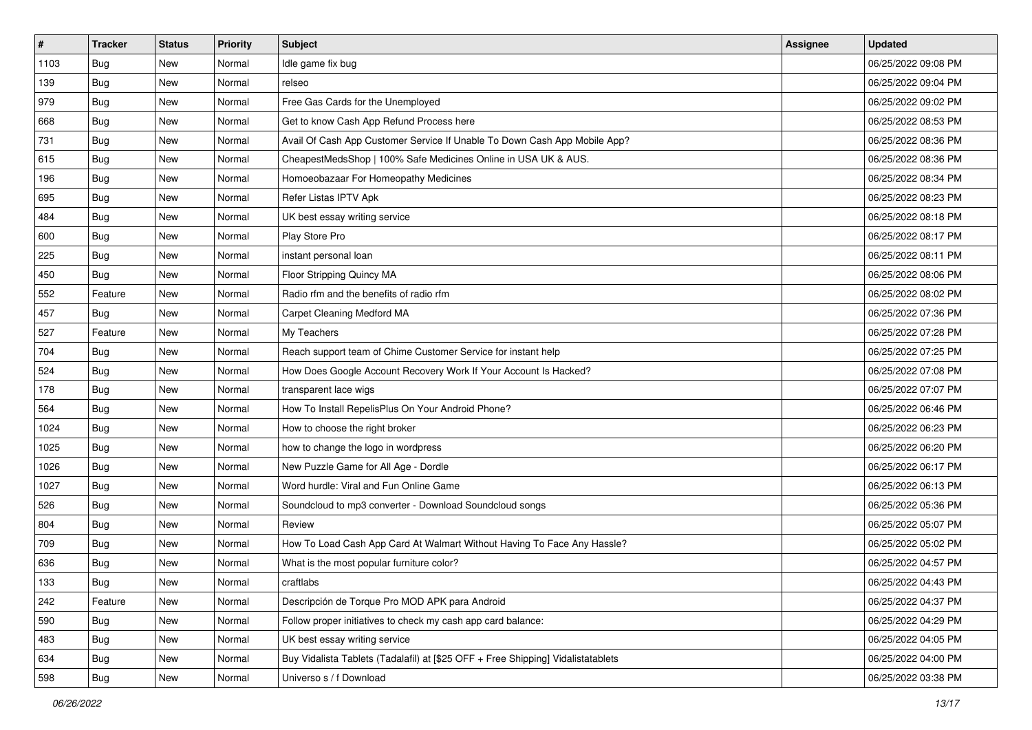| # | Tracker | Status | Priority | Subject | Assignee | Updated |
| --- | --- | --- | --- | --- | --- | --- |
| 1103 | Bug | New | Normal | Idle game fix bug | | 06/25/2022 09:08 PM |
| 139 | Bug | New | Normal | relseo | | 06/25/2022 09:04 PM |
| 979 | Bug | New | Normal | Free Gas Cards for the Unemployed | | 06/25/2022 09:02 PM |
| 668 | Bug | New | Normal | Get to know Cash App Refund Process here | | 06/25/2022 08:53 PM |
| 731 | Bug | New | Normal | Avail Of Cash App Customer Service If Unable To Down Cash App Mobile App? | | 06/25/2022 08:36 PM |
| 615 | Bug | New | Normal | CheapestMedsShop \| 100% Safe Medicines Online in USA UK & AUS. | | 06/25/2022 08:36 PM |
| 196 | Bug | New | Normal | Homoeobazaar For Homeopathy Medicines | | 06/25/2022 08:34 PM |
| 695 | Bug | New | Normal | Refer Listas IPTV Apk | | 06/25/2022 08:23 PM |
| 484 | Bug | New | Normal | UK best essay writing service | | 06/25/2022 08:18 PM |
| 600 | Bug | New | Normal | Play Store Pro | | 06/25/2022 08:17 PM |
| 225 | Bug | New | Normal | instant personal loan | | 06/25/2022 08:11 PM |
| 450 | Bug | New | Normal | Floor Stripping Quincy MA | | 06/25/2022 08:06 PM |
| 552 | Feature | New | Normal | Radio rfm and the benefits of radio rfm | | 06/25/2022 08:02 PM |
| 457 | Bug | New | Normal | Carpet Cleaning Medford MA | | 06/25/2022 07:36 PM |
| 527 | Feature | New | Normal | My Teachers | | 06/25/2022 07:28 PM |
| 704 | Bug | New | Normal | Reach support team of Chime Customer Service for instant help | | 06/25/2022 07:25 PM |
| 524 | Bug | New | Normal | How Does Google Account Recovery Work If Your Account Is Hacked? | | 06/25/2022 07:08 PM |
| 178 | Bug | New | Normal | transparent lace wigs | | 06/25/2022 07:07 PM |
| 564 | Bug | New | Normal | How To Install RepelisPlus On Your Android Phone? | | 06/25/2022 06:46 PM |
| 1024 | Bug | New | Normal | How to choose the right broker | | 06/25/2022 06:23 PM |
| 1025 | Bug | New | Normal | how to change the logo in wordpress | | 06/25/2022 06:20 PM |
| 1026 | Bug | New | Normal | New Puzzle Game for All Age - Dordle | | 06/25/2022 06:17 PM |
| 1027 | Bug | New | Normal | Word hurdle: Viral and Fun Online Game | | 06/25/2022 06:13 PM |
| 526 | Bug | New | Normal | Soundcloud to mp3 converter - Download Soundcloud songs | | 06/25/2022 05:36 PM |
| 804 | Bug | New | Normal | Review | | 06/25/2022 05:07 PM |
| 709 | Bug | New | Normal | How To Load Cash App Card At Walmart Without Having To Face Any Hassle? | | 06/25/2022 05:02 PM |
| 636 | Bug | New | Normal | What is the most popular furniture color? | | 06/25/2022 04:57 PM |
| 133 | Bug | New | Normal | craftlabs | | 06/25/2022 04:43 PM |
| 242 | Feature | New | Normal | Descripción de Torque Pro MOD APK para Android | | 06/25/2022 04:37 PM |
| 590 | Bug | New | Normal | Follow proper initiatives to check my cash app card balance: | | 06/25/2022 04:29 PM |
| 483 | Bug | New | Normal | UK best essay writing service | | 06/25/2022 04:05 PM |
| 634 | Bug | New | Normal | Buy Vidalista Tablets (Tadalafil) at [$25 OFF + Free Shipping] Vidalistatablets | | 06/25/2022 04:00 PM |
| 598 | Bug | New | Normal | Universo s / f Download | | 06/25/2022 03:38 PM |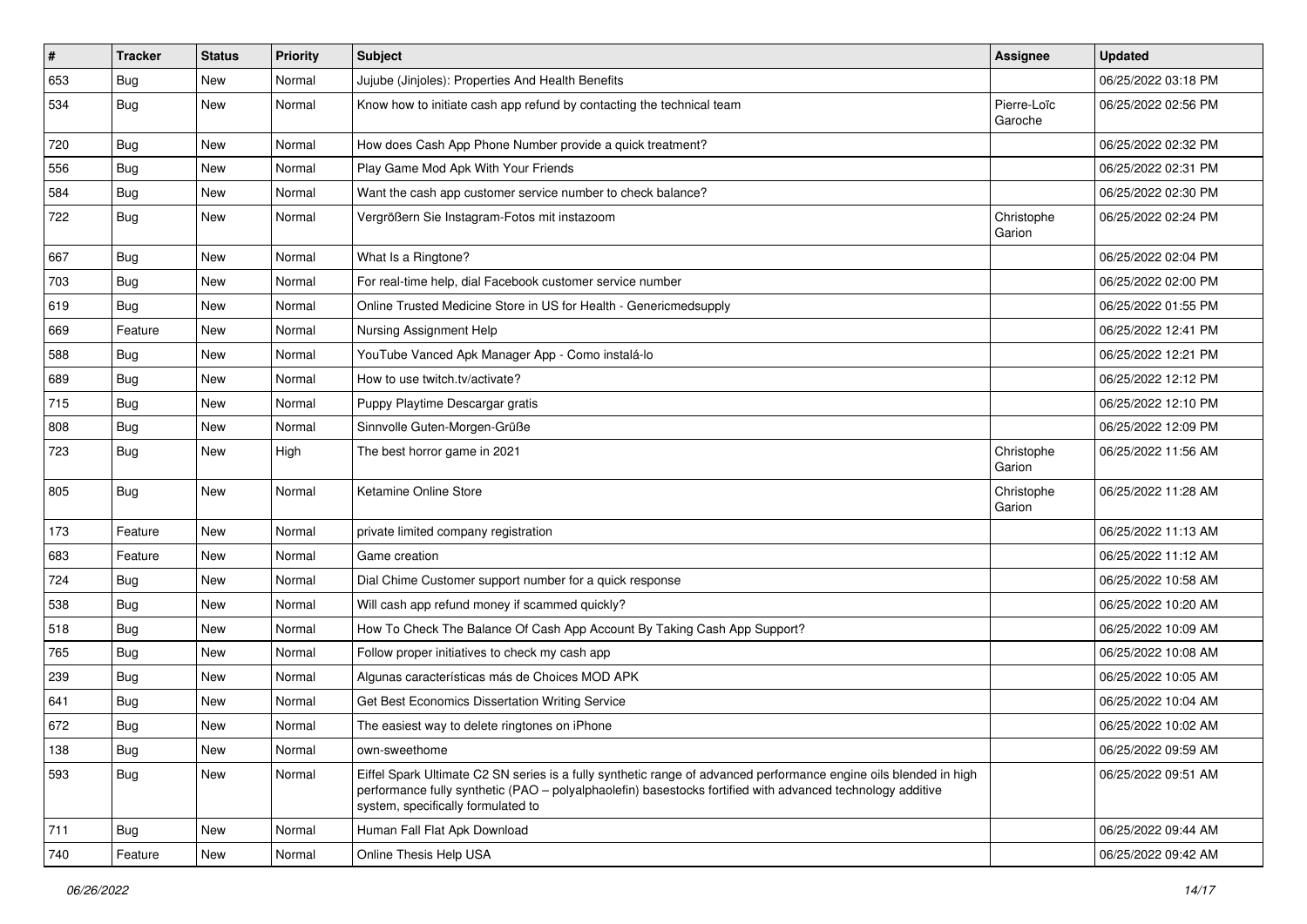| # | Tracker | Status | Priority | Subject | Assignee | Updated |
|---|---|---|---|---|---|---|
| 653 | Bug | New | Normal | Jujube (Jinjoles): Properties And Health Benefits | | 06/25/2022 03:18 PM |
| 534 | Bug | New | Normal | Know how to initiate cash app refund by contacting the technical team | Pierre-Loïc Garoche | 06/25/2022 02:56 PM |
| 720 | Bug | New | Normal | How does Cash App Phone Number provide a quick treatment? | | 06/25/2022 02:32 PM |
| 556 | Bug | New | Normal | Play Game Mod Apk With Your Friends | | 06/25/2022 02:31 PM |
| 584 | Bug | New | Normal | Want the cash app customer service number to check balance? | | 06/25/2022 02:30 PM |
| 722 | Bug | New | Normal | Vergrößern Sie Instagram-Fotos mit instazoom | Christophe Garion | 06/25/2022 02:24 PM |
| 667 | Bug | New | Normal | What Is a Ringtone? | | 06/25/2022 02:04 PM |
| 703 | Bug | New | Normal | For real-time help, dial Facebook customer service number | | 06/25/2022 02:00 PM |
| 619 | Bug | New | Normal | Online Trusted Medicine Store in US for Health - Genericmedsupply | | 06/25/2022 01:55 PM |
| 669 | Feature | New | Normal | Nursing Assignment Help | | 06/25/2022 12:41 PM |
| 588 | Bug | New | Normal | YouTube Vanced Apk Manager App - Como instalá-lo | | 06/25/2022 12:21 PM |
| 689 | Bug | New | Normal | How to use twitch.tv/activate? | | 06/25/2022 12:12 PM |
| 715 | Bug | New | Normal | Puppy Playtime Descargar gratis | | 06/25/2022 12:10 PM |
| 808 | Bug | New | Normal | Sinnvolle Guten-Morgen-Grüße | | 06/25/2022 12:09 PM |
| 723 | Bug | New | High | The best horror game in 2021 | Christophe Garion | 06/25/2022 11:56 AM |
| 805 | Bug | New | Normal | Ketamine Online Store | Christophe Garion | 06/25/2022 11:28 AM |
| 173 | Feature | New | Normal | private limited company registration | | 06/25/2022 11:13 AM |
| 683 | Feature | New | Normal | Game creation | | 06/25/2022 11:12 AM |
| 724 | Bug | New | Normal | Dial Chime Customer support number for a quick response | | 06/25/2022 10:58 AM |
| 538 | Bug | New | Normal | Will cash app refund money if scammed quickly? | | 06/25/2022 10:20 AM |
| 518 | Bug | New | Normal | How To Check The Balance Of Cash App Account By Taking Cash App Support? | | 06/25/2022 10:09 AM |
| 765 | Bug | New | Normal | Follow proper initiatives to check my cash app | | 06/25/2022 10:08 AM |
| 239 | Bug | New | Normal | Algunas características más de Choices MOD APK | | 06/25/2022 10:05 AM |
| 641 | Bug | New | Normal | Get Best Economics Dissertation Writing Service | | 06/25/2022 10:04 AM |
| 672 | Bug | New | Normal | The easiest way to delete ringtones on iPhone | | 06/25/2022 10:02 AM |
| 138 | Bug | New | Normal | own-sweethome | | 06/25/2022 09:59 AM |
| 593 | Bug | New | Normal | Eiffel Spark Ultimate C2 SN series is a fully synthetic range of advanced performance engine oils blended in high performance fully synthetic (PAO – polyalphaolefin) basestocks fortified with advanced technology additive system, specifically formulated to | | 06/25/2022 09:51 AM |
| 711 | Bug | New | Normal | Human Fall Flat Apk Download | | 06/25/2022 09:44 AM |
| 740 | Feature | New | Normal | Online Thesis Help USA | | 06/25/2022 09:42 AM |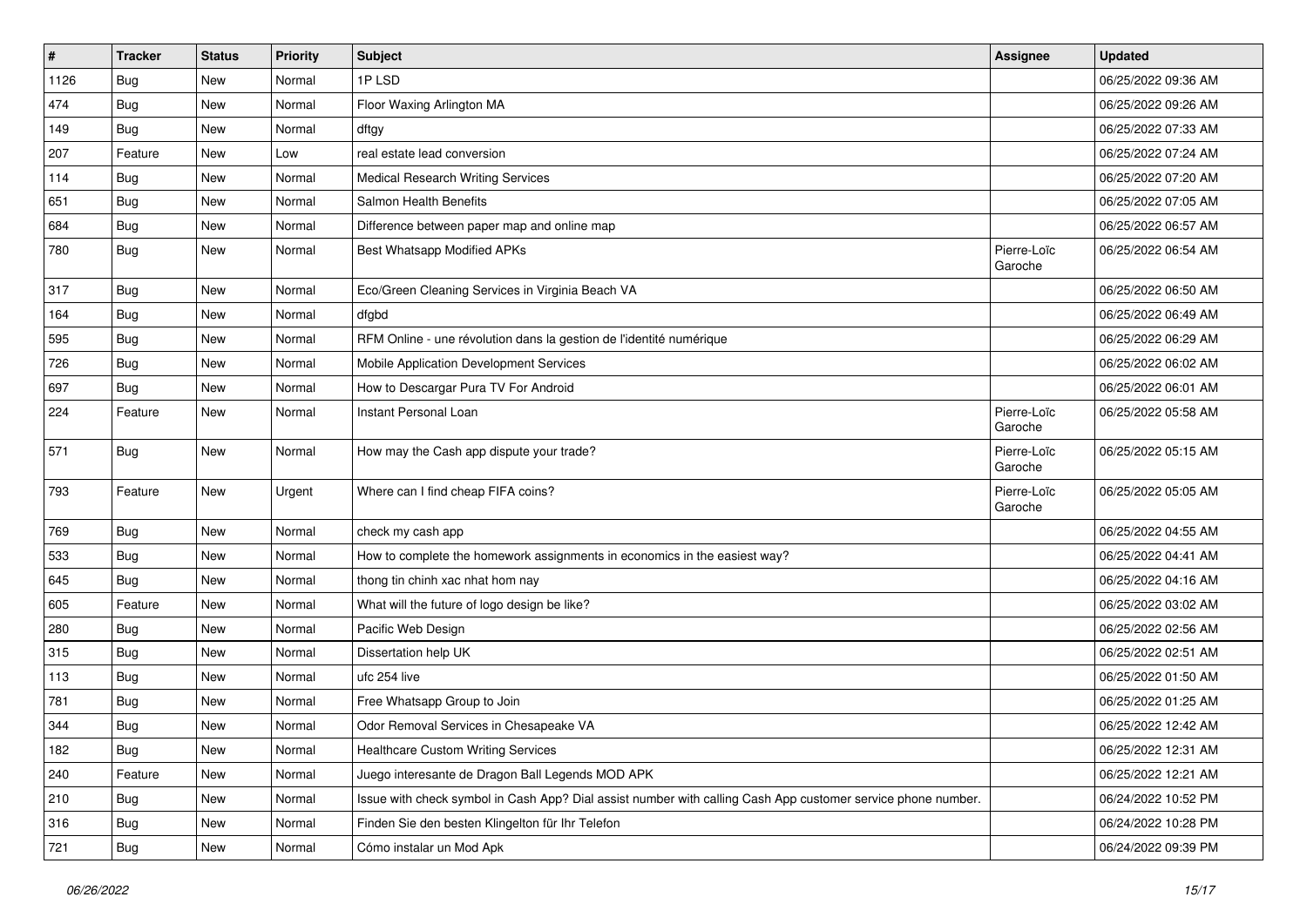| # | Tracker | Status | Priority | Subject | Assignee | Updated |
|---|---|---|---|---|---|---|
| 1126 | Bug | New | Normal | 1P LSD | | 06/25/2022 09:36 AM |
| 474 | Bug | New | Normal | Floor Waxing Arlington MA | | 06/25/2022 09:26 AM |
| 149 | Bug | New | Normal | dftgy | | 06/25/2022 07:33 AM |
| 207 | Feature | New | Low | real estate lead conversion | | 06/25/2022 07:24 AM |
| 114 | Bug | New | Normal | Medical Research Writing Services | | 06/25/2022 07:20 AM |
| 651 | Bug | New | Normal | Salmon Health Benefits | | 06/25/2022 07:05 AM |
| 684 | Bug | New | Normal | Difference between paper map and online map | | 06/25/2022 06:57 AM |
| 780 | Bug | New | Normal | Best Whatsapp Modified APKs | Pierre-Loïc Garoche | 06/25/2022 06:54 AM |
| 317 | Bug | New | Normal | Eco/Green Cleaning Services in Virginia Beach VA | | 06/25/2022 06:50 AM |
| 164 | Bug | New | Normal | dfgbd | | 06/25/2022 06:49 AM |
| 595 | Bug | New | Normal | RFM Online - une révolution dans la gestion de l'identité numérique | | 06/25/2022 06:29 AM |
| 726 | Bug | New | Normal | Mobile Application Development Services | | 06/25/2022 06:02 AM |
| 697 | Bug | New | Normal | How to Descargar Pura TV For Android | | 06/25/2022 06:01 AM |
| 224 | Feature | New | Normal | Instant Personal Loan | Pierre-Loïc Garoche | 06/25/2022 05:58 AM |
| 571 | Bug | New | Normal | How may the Cash app dispute your trade? | Pierre-Loïc Garoche | 06/25/2022 05:15 AM |
| 793 | Feature | New | Urgent | Where can I find cheap FIFA coins? | Pierre-Loïc Garoche | 06/25/2022 05:05 AM |
| 769 | Bug | New | Normal | check my cash app | | 06/25/2022 04:55 AM |
| 533 | Bug | New | Normal | How to complete the homework assignments in economics in the easiest way? | | 06/25/2022 04:41 AM |
| 645 | Bug | New | Normal | thong tin chinh xac nhat hom nay | | 06/25/2022 04:16 AM |
| 605 | Feature | New | Normal | What will the future of logo design be like? | | 06/25/2022 03:02 AM |
| 280 | Bug | New | Normal | Pacific Web Design | | 06/25/2022 02:56 AM |
| 315 | Bug | New | Normal | Dissertation help UK | | 06/25/2022 02:51 AM |
| 113 | Bug | New | Normal | ufc 254 live | | 06/25/2022 01:50 AM |
| 781 | Bug | New | Normal | Free Whatsapp Group to Join | | 06/25/2022 01:25 AM |
| 344 | Bug | New | Normal | Odor Removal Services in Chesapeake VA | | 06/25/2022 12:42 AM |
| 182 | Bug | New | Normal | Healthcare Custom Writing Services | | 06/25/2022 12:31 AM |
| 240 | Feature | New | Normal | Juego interesante de Dragon Ball Legends MOD APK | | 06/25/2022 12:21 AM |
| 210 | Bug | New | Normal | Issue with check symbol in Cash App? Dial assist number with calling Cash App customer service phone number. | | 06/24/2022 10:52 PM |
| 316 | Bug | New | Normal | Finden Sie den besten Klingelton für Ihr Telefon | | 06/24/2022 10:28 PM |
| 721 | Bug | New | Normal | Cómo instalar un Mod Apk | | 06/24/2022 09:39 PM |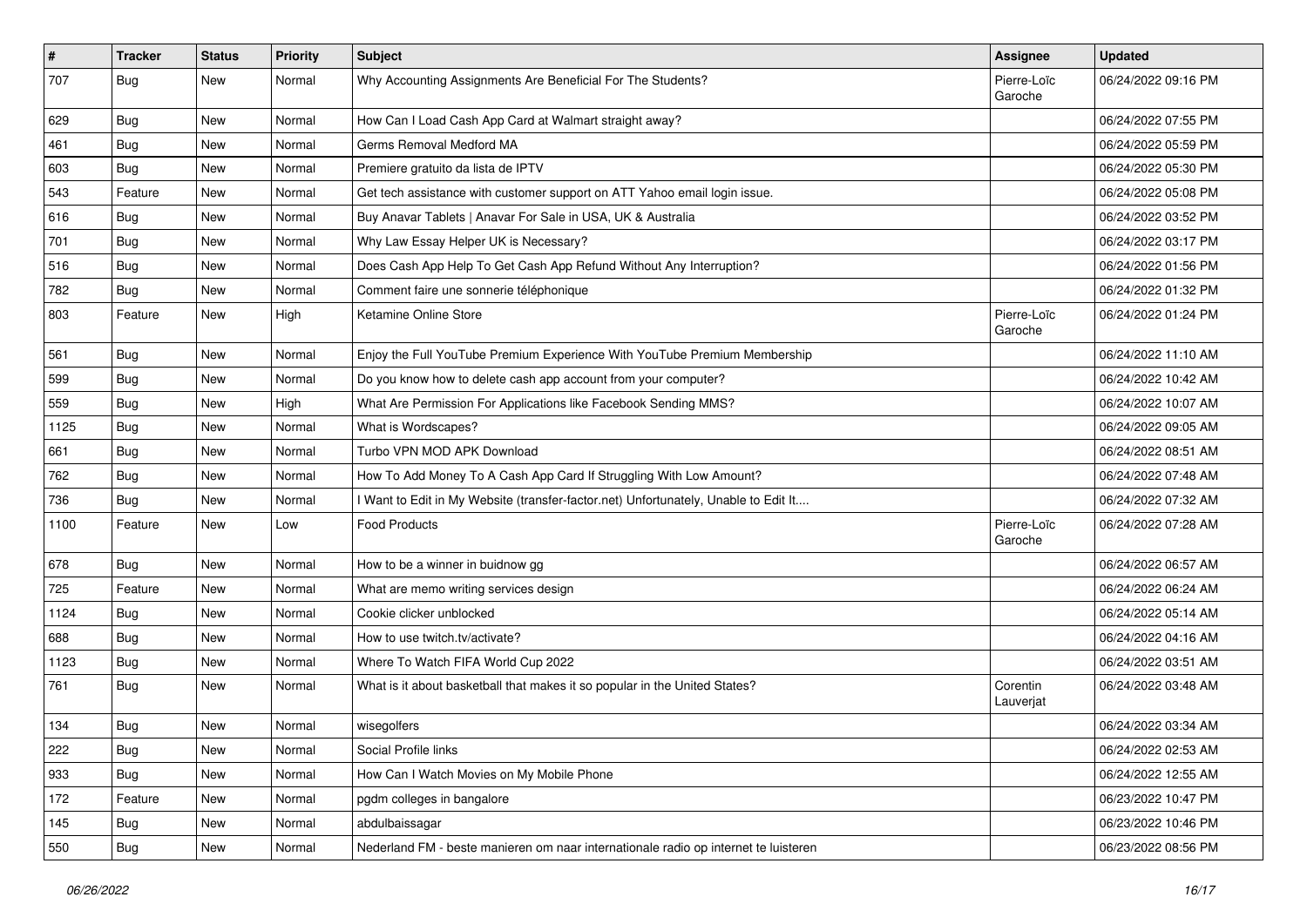| # | Tracker | Status | Priority | Subject | Assignee | Updated |
|---|---|---|---|---|---|---|
| 707 | Bug | New | Normal | Why Accounting Assignments Are Beneficial For The Students? | Pierre-Loïc Garoche | 06/24/2022 09:16 PM |
| 629 | Bug | New | Normal | How Can I Load Cash App Card at Walmart straight away? | | 06/24/2022 07:55 PM |
| 461 | Bug | New | Normal | Germs Removal Medford MA | | 06/24/2022 05:59 PM |
| 603 | Bug | New | Normal | Premiere gratuito da lista de IPTV | | 06/24/2022 05:30 PM |
| 543 | Feature | New | Normal | Get tech assistance with customer support on ATT Yahoo email login issue. | | 06/24/2022 05:08 PM |
| 616 | Bug | New | Normal | Buy Anavar Tablets \| Anavar For Sale in USA, UK & Australia | | 06/24/2022 03:52 PM |
| 701 | Bug | New | Normal | Why Law Essay Helper UK is Necessary? | | 06/24/2022 03:17 PM |
| 516 | Bug | New | Normal | Does Cash App Help To Get Cash App Refund Without Any Interruption? | | 06/24/2022 01:56 PM |
| 782 | Bug | New | Normal | Comment faire une sonnerie téléphonique | | 06/24/2022 01:32 PM |
| 803 | Feature | New | High | Ketamine Online Store | Pierre-Loïc Garoche | 06/24/2022 01:24 PM |
| 561 | Bug | New | Normal | Enjoy the Full YouTube Premium Experience With YouTube Premium Membership | | 06/24/2022 11:10 AM |
| 599 | Bug | New | Normal | Do you know how to delete cash app account from your computer? | | 06/24/2022 10:42 AM |
| 559 | Bug | New | High | What Are Permission For Applications like Facebook Sending MMS? | | 06/24/2022 10:07 AM |
| 1125 | Bug | New | Normal | What is Wordscapes? | | 06/24/2022 09:05 AM |
| 661 | Bug | New | Normal | Turbo VPN MOD APK Download | | 06/24/2022 08:51 AM |
| 762 | Bug | New | Normal | How To Add Money To A Cash App Card If Struggling With Low Amount? | | 06/24/2022 07:48 AM |
| 736 | Bug | New | Normal | I Want to Edit in My Website (transfer-factor.net) Unfortunately, Unable to Edit It.... | | 06/24/2022 07:32 AM |
| 1100 | Feature | New | Low | Food Products | Pierre-Loïc Garoche | 06/24/2022 07:28 AM |
| 678 | Bug | New | Normal | How to be a winner in buidnow gg | | 06/24/2022 06:57 AM |
| 725 | Feature | New | Normal | What are memo writing services design | | 06/24/2022 06:24 AM |
| 1124 | Bug | New | Normal | Cookie clicker unblocked | | 06/24/2022 05:14 AM |
| 688 | Bug | New | Normal | How to use twitch.tv/activate? | | 06/24/2022 04:16 AM |
| 1123 | Bug | New | Normal | Where To Watch FIFA World Cup 2022 | | 06/24/2022 03:51 AM |
| 761 | Bug | New | Normal | What is it about basketball that makes it so popular in the United States? | Corentin Lauverjat | 06/24/2022 03:48 AM |
| 134 | Bug | New | Normal | wisegolfers | | 06/24/2022 03:34 AM |
| 222 | Bug | New | Normal | Social Profile links | | 06/24/2022 02:53 AM |
| 933 | Bug | New | Normal | How Can I Watch Movies on My Mobile Phone | | 06/24/2022 12:55 AM |
| 172 | Feature | New | Normal | pgdm colleges in bangalore | | 06/23/2022 10:47 PM |
| 145 | Bug | New | Normal | abdulbaissagar | | 06/23/2022 10:46 PM |
| 550 | Bug | New | Normal | Nederland FM - beste manieren om naar internationale radio op internet te luisteren | | 06/23/2022 08:56 PM |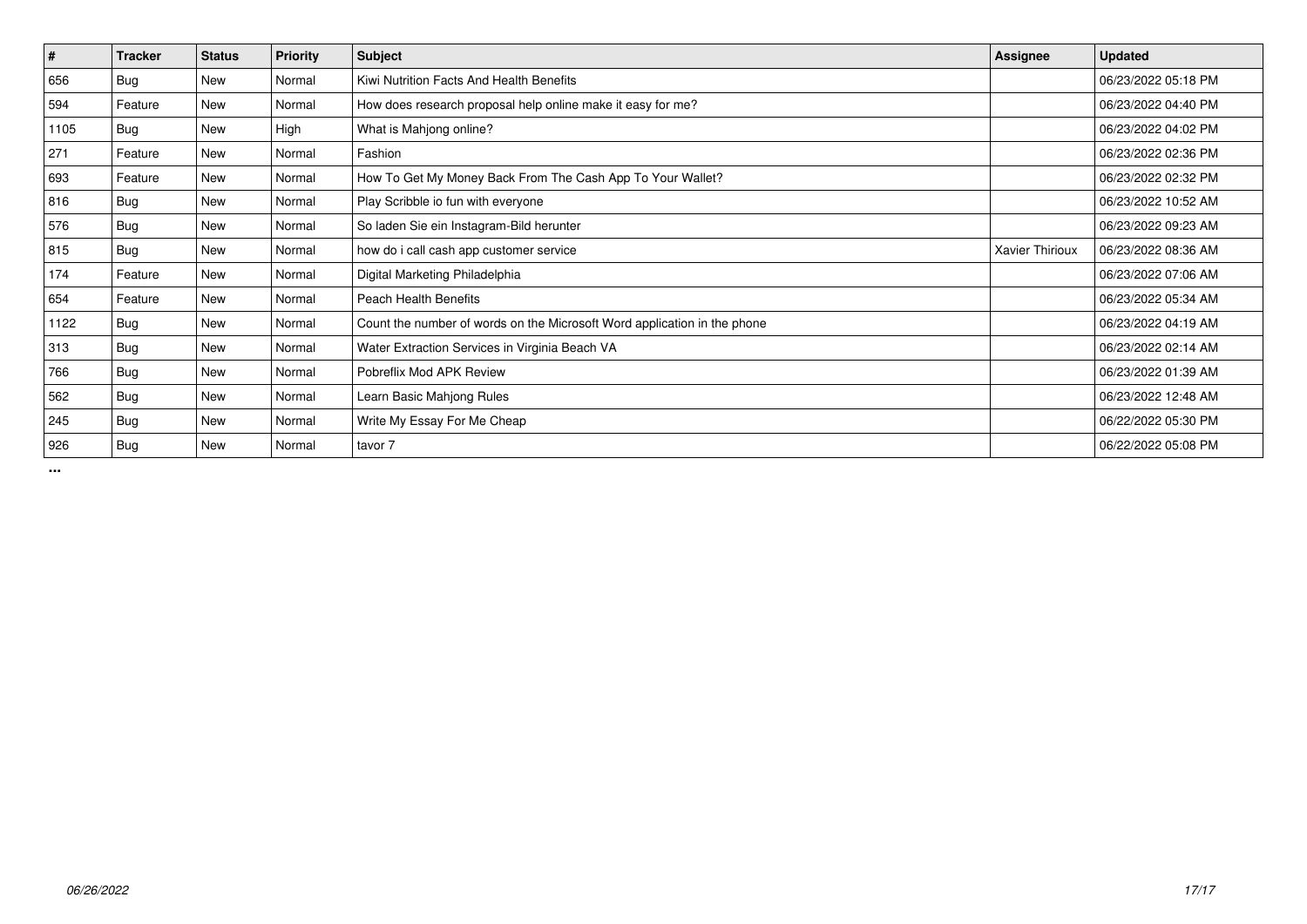| # | Tracker | Status | Priority | Subject | Assignee | Updated |
|---|---|---|---|---|---|---|
| 656 | Bug | New | Normal | Kiwi Nutrition Facts And Health Benefits | | 06/23/2022 05:18 PM |
| 594 | Feature | New | Normal | How does research proposal help online make it easy for me? | | 06/23/2022 04:40 PM |
| 1105 | Bug | New | High | What is Mahjong online? | | 06/23/2022 04:02 PM |
| 271 | Feature | New | Normal | Fashion | | 06/23/2022 02:36 PM |
| 693 | Feature | New | Normal | How To Get My Money Back From The Cash App To Your Wallet? | | 06/23/2022 02:32 PM |
| 816 | Bug | New | Normal | Play Scribble io fun with everyone | | 06/23/2022 10:52 AM |
| 576 | Bug | New | Normal | So laden Sie ein Instagram-Bild herunter | | 06/23/2022 09:23 AM |
| 815 | Bug | New | Normal | how do i call cash app customer service | Xavier Thirioux | 06/23/2022 08:36 AM |
| 174 | Feature | New | Normal | Digital Marketing Philadelphia | | 06/23/2022 07:06 AM |
| 654 | Feature | New | Normal | Peach Health Benefits | | 06/23/2022 05:34 AM |
| 1122 | Bug | New | Normal | Count the number of words on the Microsoft Word application in the phone | | 06/23/2022 04:19 AM |
| 313 | Bug | New | Normal | Water Extraction Services in Virginia Beach VA | | 06/23/2022 02:14 AM |
| 766 | Bug | New | Normal | Pobreflix Mod APK Review | | 06/23/2022 01:39 AM |
| 562 | Bug | New | Normal | Learn Basic Mahjong Rules | | 06/23/2022 12:48 AM |
| 245 | Bug | New | Normal | Write My Essay For Me Cheap | | 06/22/2022 05:30 PM |
| 926 | Bug | New | Normal | tavor 7 | | 06/22/2022 05:08 PM |

...